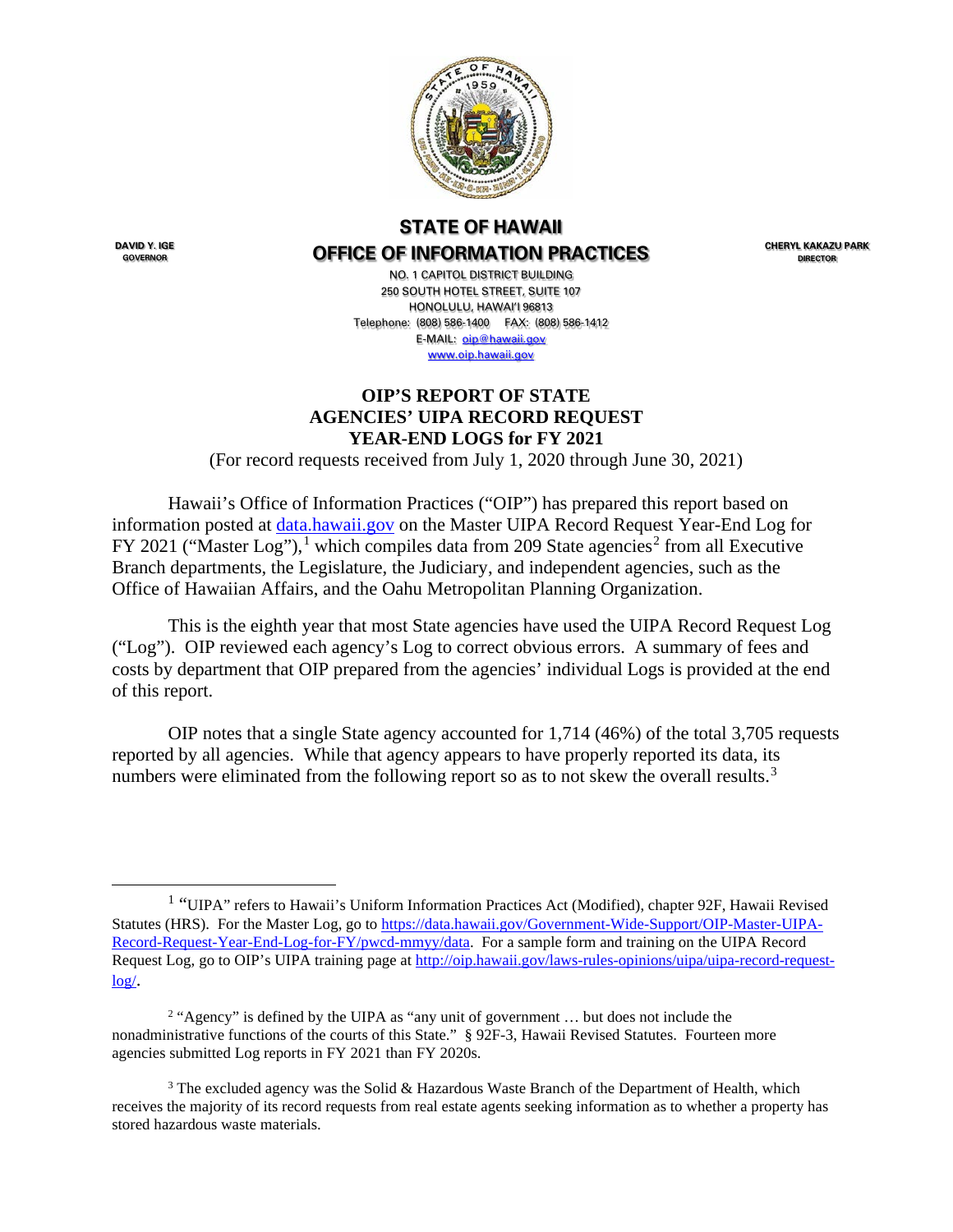# STATE OF HAWAII
# OFFICE OF INFORMATION PRACTICES

DAVID Y. IGE
GOVERNOR

CHERYL KAKAZU PARK
DIRECTOR

NO. 1 CAPITOL DISTRICT BUILDING
250 SOUTH HOTEL STREET, SUITE 107
HONOLULU, HAWAI'I 96813
Telephone: (808) 586-1400 FAX: (808) 586-1412
E-MAIL: oip@hawaii.gov
www.oip.hawaii.gov

## OIP'S REPORT OF STATE AGENCIES' UIPA RECORD REQUEST YEAR-END LOGS for FY 2021

(For record requests received from July 1, 2020 through June 30, 2021)

Hawaii's Office of Information Practices ("OIP") has prepared this report based on information posted at data.hawaii.gov on the Master UIPA Record Request Year-End Log for FY 2021 ("Master Log"),[1] which compiles data from 209 State agencies[2] from all Executive Branch departments, the Legislature, the Judiciary, and independent agencies, such as the Office of Hawaiian Affairs, and the Oahu Metropolitan Planning Organization.

This is the eighth year that most State agencies have used the UIPA Record Request Log ("Log"). OIP reviewed each agency's Log to correct obvious errors. A summary of fees and costs by department that OIP prepared from the agencies' individual Logs is provided at the end of this report.

OIP notes that a single State agency accounted for 1,714 (46%) of the total 3,705 requests reported by all agencies. While that agency appears to have properly reported its data, its numbers were eliminated from the following report so as to not skew the overall results.[3]

---

[1] "UIPA" refers to Hawaii's Uniform Information Practices Act (Modified), chapter 92F, Hawaii Revised Statutes (HRS). For the Master Log, go to https://data.hawaii.gov/Government-Wide-Support/OIP-Master-UIPA-Record-Request-Year-End-Log-for-FY/pwcd-mmyy/data. For a sample form and training on the UIPA Record Request Log, go to OIP's UIPA training page at http://oip.hawaii.gov/laws-rules-opinions/uipa/uipa-record-request-log/.

[2] "Agency" is defined by the UIPA as "any unit of government … but does not include the nonadministrative functions of the courts of this State." § 92F-3, Hawaii Revised Statutes. Fourteen more agencies submitted Log reports in FY 2021 than FY 2020s.

[3] The excluded agency was the Solid & Hazardous Waste Branch of the Department of Health, which receives the majority of its record requests from real estate agents seeking information as to whether a property has stored hazardous waste materials.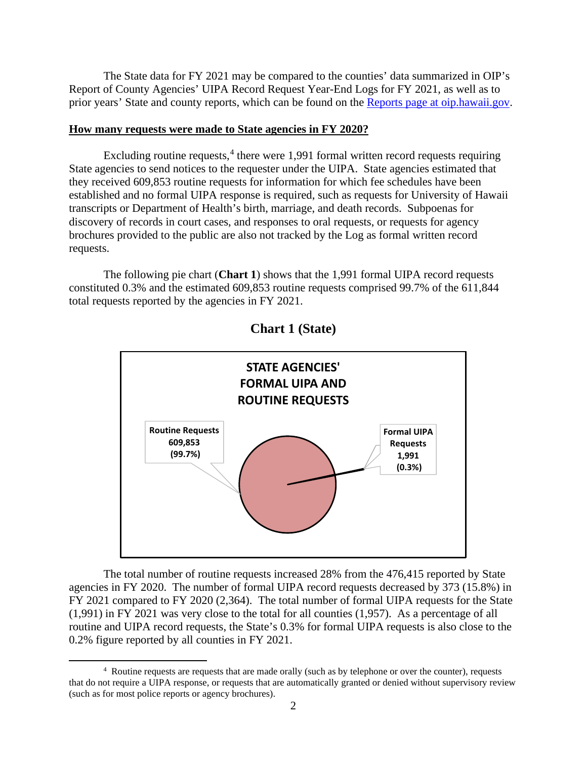The State data for FY 2021 may be compared to the counties' data summarized in OIP's Report of County Agencies' UIPA Record Request Year-End Logs for FY 2021, as well as to prior years' State and county reports, which can be found on the [Reports page at oip.hawaii.gov](oip.hawaii.gov).

## How many requests were made to State agencies in FY 2020?

Excluding routine requests,[4] there were 1,991 formal written record requests requiring State agencies to send notices to the requester under the UIPA. State agencies estimated that they received 609,853 routine requests for information for which fee schedules have been established and no formal UIPA response is required, such as requests for University of Hawaii transcripts or Department of Health's birth, marriage, and death records. Subpoenas for discovery of records in court cases, and responses to oral requests, or requests for agency brochures provided to the public are also not tracked by the Log as formal written record requests.

The following pie chart (**Chart 1**) shows that the 1,991 formal UIPA record requests constituted 0.3% and the estimated 609,853 routine requests comprised 99.7% of the 611,844 total requests reported by the agencies in FY 2021.

**Chart 1 (State)**

**STATE AGENCIES' FORMAL UIPA AND ROUTINE REQUESTS**

Routine Requests 609,853 (99.7%)

Formal UIPA Requests 1,991 (0.3%)

The total number of routine requests increased 28% from the 476,415 reported by State agencies in FY 2020. The number of formal UIPA record requests decreased by 373 (15.8%) in FY 2021 compared to FY 2020 (2,364). The total number of formal UIPA requests for the State (1,991) in FY 2021 was very close to the total for all counties (1,957). As a percentage of all routine and UIPA record requests, the State's 0.3% for formal UIPA requests is also close to the 0.2% figure reported by all counties in FY 2021.

[4] Routine requests are requests that are made orally (such as by telephone or over the counter), requests that do not require a UIPA response, or requests that are automatically granted or denied without supervisory review (such as for most police reports or agency brochures).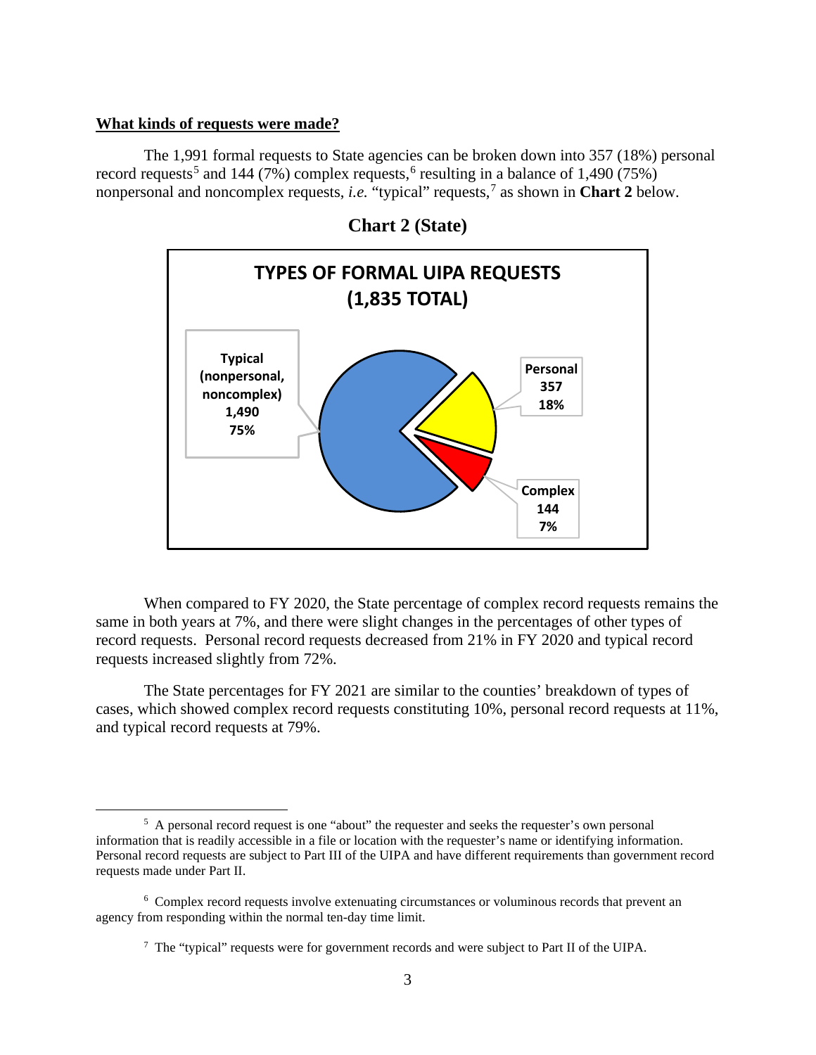**What kinds of requests were made?**

The 1,991 formal requests to State agencies can be broken down into 357 (18%) personal record requests[5] and 144 (7%) complex requests,[6] resulting in a balance of 1,490 (75%) nonpersonal and noncomplex requests, *i.e.* "typical" requests,[7] as shown in **Chart 2** below.

**Chart 2 (State)**

**TYPES OF FORMAL UIPA REQUESTS (1,835 TOTAL)**

| Type | Number | Percent |
|---|---|---|
| Typical (nonpersonal, noncomplex) | 1,490 | 75% |
| Personal | 357 | 18% |
| Complex | 144 | 7% |

When compared to FY 2020, the State percentage of complex record requests remains the same in both years at 7%, and there were slight changes in the percentages of other types of record requests. Personal record requests decreased from 21% in FY 2020 and typical record requests increased slightly from 72%.

The State percentages for FY 2021 are similar to the counties' breakdown of types of cases, which showed complex record requests constituting 10%, personal record requests at 11%, and typical record requests at 79%.

---

[5] A personal record request is one "about" the requester and seeks the requester's own personal information that is readily accessible in a file or location with the requester's name or identifying information. Personal record requests are subject to Part III of the UIPA and have different requirements than government record requests made under Part II.

[6] Complex record requests involve extenuating circumstances or voluminous records that prevent an agency from responding within the normal ten-day time limit.

[7] The "typical" requests were for government records and were subject to Part II of the UIPA.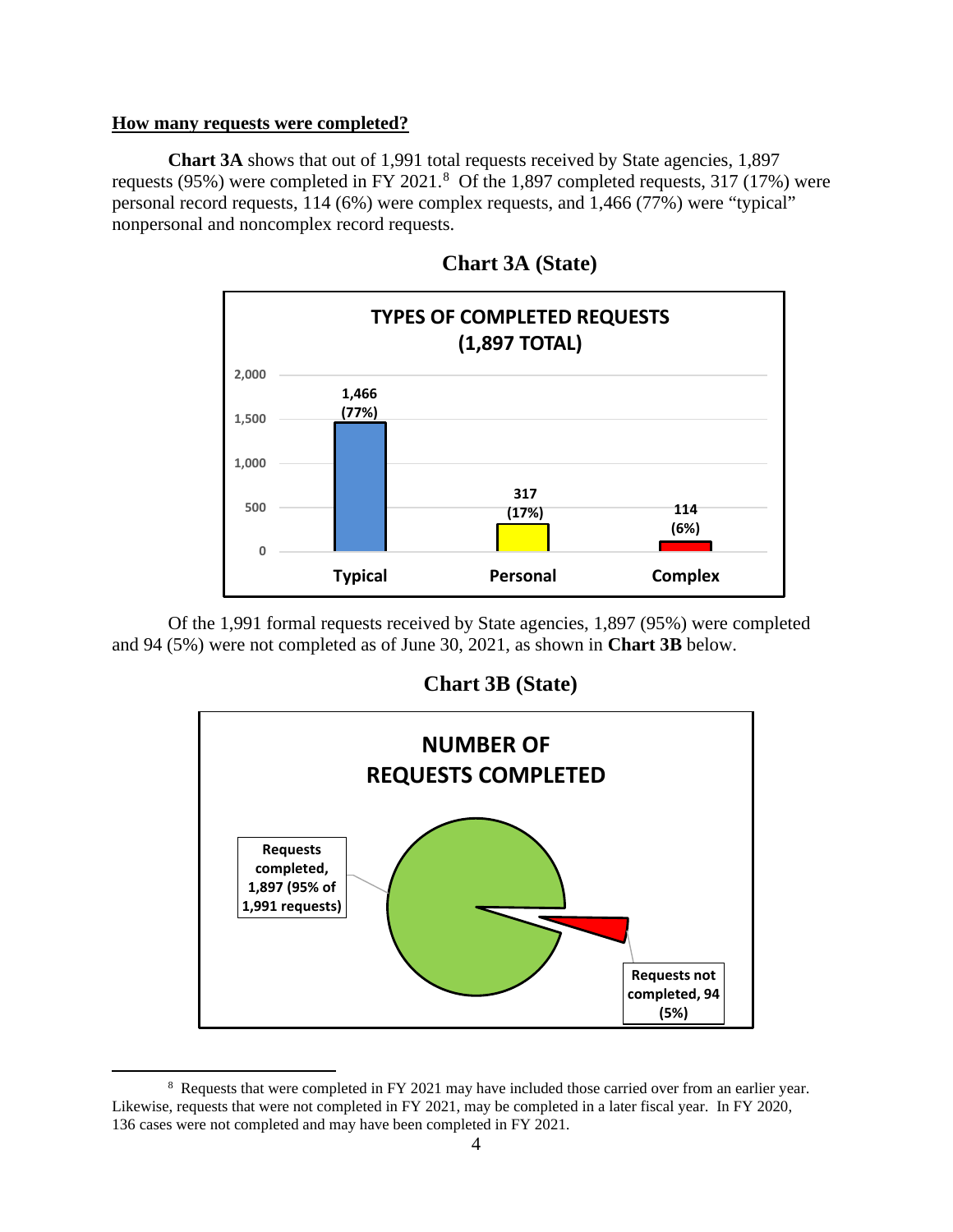**How many requests were completed?**

**Chart 3A** shows that out of 1,991 total requests received by State agencies, 1,897 requests (95%) were completed in FY 2021.[8] Of the 1,897 completed requests, 317 (17%) were personal record requests, 114 (6%) were complex requests, and 1,466 (77%) were "typical" nonpersonal and noncomplex record requests.

**Chart 3A (State)**

**TYPES OF COMPLETED REQUESTS (1,897 TOTAL)**

| Type | Number | Percent |
|---|---|---|
| Typical | 1,466 | 77% |
| Personal | 317 | 17% |
| Complex | 114 | 6% |

Of the 1,991 formal requests received by State agencies, 1,897 (95%) were completed and 94 (5%) were not completed as of June 30, 2021, as shown in **Chart 3B** below.

**Chart 3B (State)**

**NUMBER OF REQUESTS COMPLETED**

- Requests completed, 1,897 (95% of 1,991 requests)
- Requests not completed, 94 (5%)

---

[8] Requests that were completed in FY 2021 may have included those carried over from an earlier year. Likewise, requests that were not completed in FY 2021, may be completed in a later fiscal year. In FY 2020, 136 cases were not completed and may have been completed in FY 2021.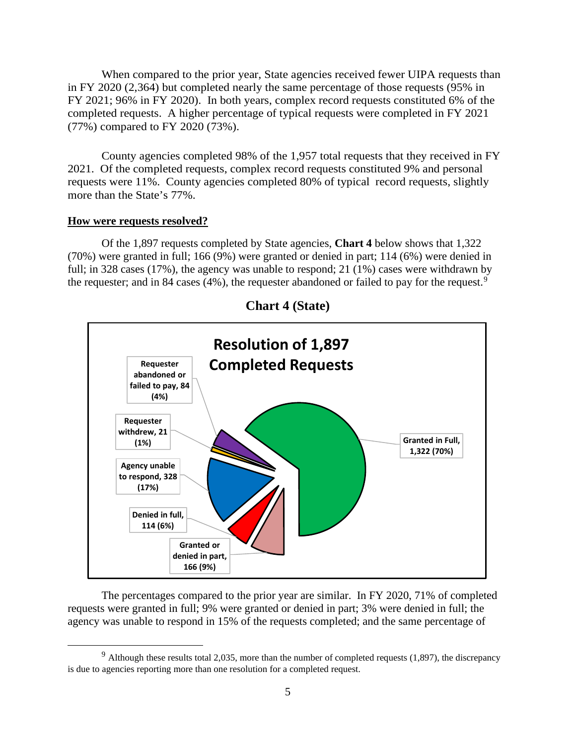When compared to the prior year, State agencies received fewer UIPA requests than in FY 2020 (2,364) but completed nearly the same percentage of those requests (95% in FY 2021; 96% in FY 2020). In both years, complex record requests constituted 6% of the completed requests. A higher percentage of typical requests were completed in FY 2021 (77%) compared to FY 2020 (73%).

County agencies completed 98% of the 1,957 total requests that they received in FY 2021. Of the completed requests, complex record requests constituted 9% and personal requests were 11%. County agencies completed 80% of typical record requests, slightly more than the State's 77%.

**How were requests resolved?**

Of the 1,897 requests completed by State agencies, **Chart 4** below shows that 1,322 (70%) were granted in full; 166 (9%) were granted or denied in part; 114 (6%) were denied in full; in 328 cases (17%), the agency was unable to respond; 21 (1%) cases were withdrawn by the requester; and in 84 cases (4%), the requester abandoned or failed to pay for the request.[9]

**Chart 4 (State)**

**Resolution of 1,897 Completed Requests**

| Resolution | Number | Percent |
|---|---|---|
| Granted in Full | 1,322 | 70% |
| Granted or denied in part | 166 | 9% |
| Denied in full | 114 | 6% |
| Agency unable to respond | 328 | 17% |
| Requester withdrew | 21 | 1% |
| Requester abandoned or failed to pay | 84 | 4% |

The percentages compared to the prior year are similar. In FY 2020, 71% of completed requests were granted in full; 9% were granted or denied in part; 3% were denied in full; the agency was unable to respond in 15% of the requests completed; and the same percentage of

[9] Although these results total 2,035, more than the number of completed requests (1,897), the discrepancy is due to agencies reporting more than one resolution for a completed request.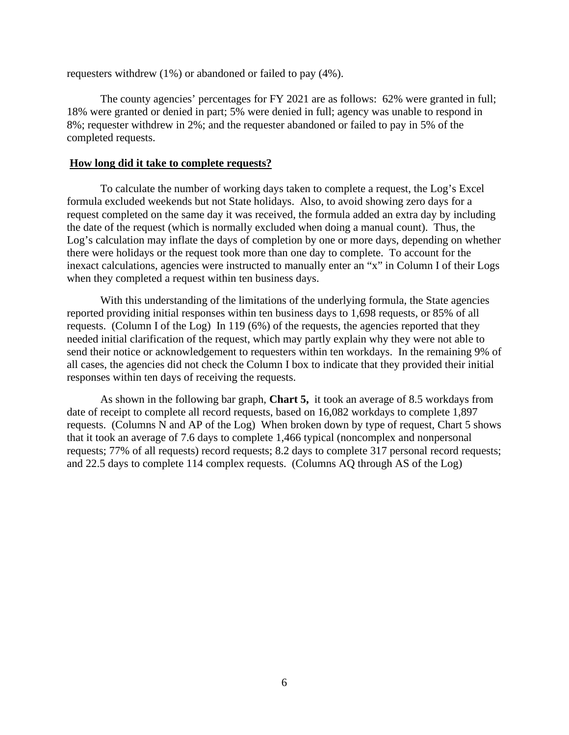requesters withdrew (1%) or abandoned or failed to pay (4%).

The county agencies' percentages for FY 2021 are as follows: 62% were granted in full; 18% were granted or denied in part; 5% were denied in full; agency was unable to respond in 8%; requester withdrew in 2%; and the requester abandoned or failed to pay in 5% of the completed requests.

**How long did it take to complete requests?**

To calculate the number of working days taken to complete a request, the Log's Excel formula excluded weekends but not State holidays. Also, to avoid showing zero days for a request completed on the same day it was received, the formula added an extra day by including the date of the request (which is normally excluded when doing a manual count). Thus, the Log's calculation may inflate the days of completion by one or more days, depending on whether there were holidays or the request took more than one day to complete. To account for the inexact calculations, agencies were instructed to manually enter an "x" in Column I of their Logs when they completed a request within ten business days.

With this understanding of the limitations of the underlying formula, the State agencies reported providing initial responses within ten business days to 1,698 requests, or 85% of all requests. (Column I of the Log) In 119 (6%) of the requests, the agencies reported that they needed initial clarification of the request, which may partly explain why they were not able to send their notice or acknowledgement to requesters within ten workdays. In the remaining 9% of all cases, the agencies did not check the Column I box to indicate that they provided their initial responses within ten days of receiving the requests.

As shown in the following bar graph, **Chart 5,** it took an average of 8.5 workdays from date of receipt to complete all record requests, based on 16,082 workdays to complete 1,897 requests. (Columns N and AP of the Log) When broken down by type of request, Chart 5 shows that it took an average of 7.6 days to complete 1,466 typical (noncomplex and nonpersonal requests; 77% of all requests) record requests; 8.2 days to complete 317 personal record requests; and 22.5 days to complete 114 complex requests. (Columns AQ through AS of the Log)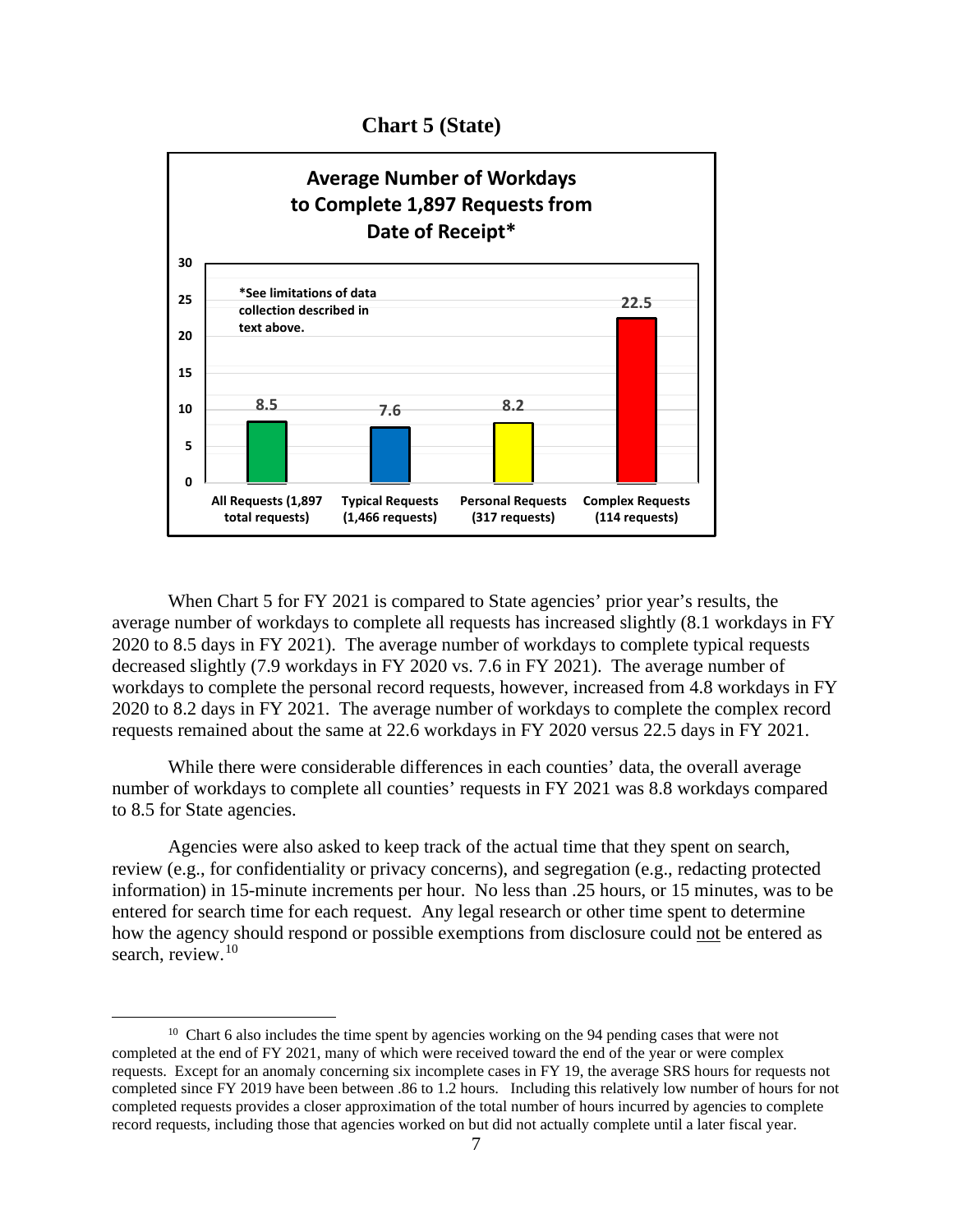**Chart 5 (State)**

**Average Number of Workdays to Complete 1,897 Requests from Date of Receipt***

*See limitations of data collection described in text above.

| Category | Average Workdays |
|---|---|
| All Requests (1,897 total requests) | 8.5 |
| Typical Requests (1,466 requests) | 7.6 |
| Personal Requests (317 requests) | 8.2 |
| Complex Requests (114 requests) | 22.5 |

When Chart 5 for FY 2021 is compared to State agencies' prior year's results, the average number of workdays to complete all requests has increased slightly (8.1 workdays in FY 2020 to 8.5 days in FY 2021). The average number of workdays to complete typical requests decreased slightly (7.9 workdays in FY 2020 vs. 7.6 in FY 2021). The average number of workdays to complete the personal record requests, however, increased from 4.8 workdays in FY 2020 to 8.2 days in FY 2021. The average number of workdays to complete the complex record requests remained about the same at 22.6 workdays in FY 2020 versus 22.5 days in FY 2021.

While there were considerable differences in each counties' data, the overall average number of workdays to complete all counties' requests in FY 2021 was 8.8 workdays compared to 8.5 for State agencies.

Agencies were also asked to keep track of the actual time that they spent on search, review (e.g., for confidentiality or privacy concerns), and segregation (e.g., redacting protected information) in 15-minute increments per hour. No less than .25 hours, or 15 minutes, was to be entered for search time for each request. Any legal research or other time spent to determine how the agency should respond or possible exemptions from disclosure could not be entered as search, review.[10]

---

[10] Chart 6 also includes the time spent by agencies working on the 94 pending cases that were not completed at the end of FY 2021, many of which were received toward the end of the year or were complex requests. Except for an anomaly concerning six incomplete cases in FY 19, the average SRS hours for requests not completed since FY 2019 have been between .86 to 1.2 hours. Including this relatively low number of hours for not completed requests provides a closer approximation of the total number of hours incurred by agencies to complete record requests, including those that agencies worked on but did not actually complete until a later fiscal year.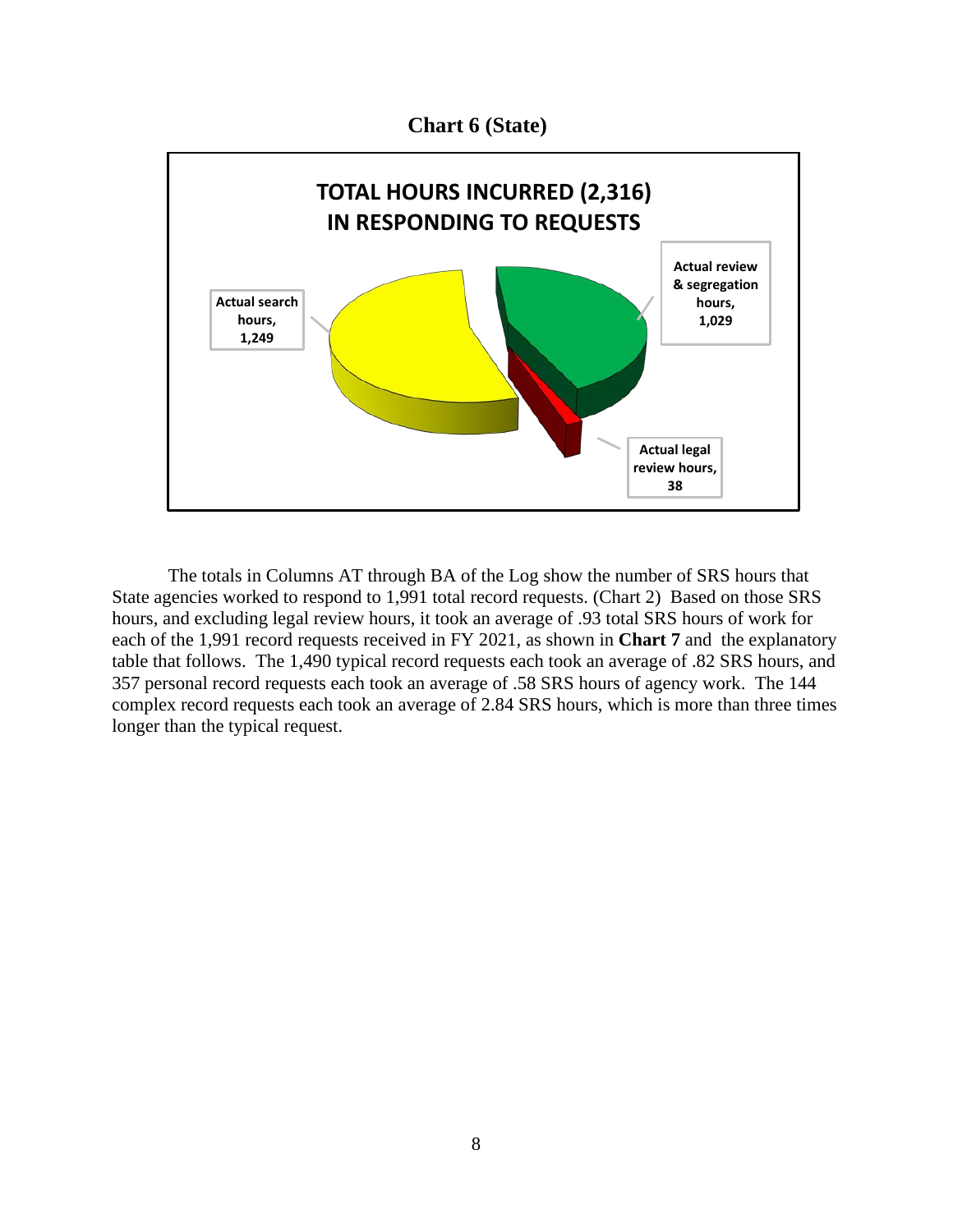**Chart 6 (State)**

TOTAL HOURS INCURRED (2,316) IN RESPONDING TO REQUESTS

Actual search hours, 1,249

Actual review & segregation hours, 1,029

Actual legal review hours, 38

The totals in Columns AT through BA of the Log show the number of SRS hours that State agencies worked to respond to 1,991 total record requests. (Chart 2) Based on those SRS hours, and excluding legal review hours, it took an average of .93 total SRS hours of work for each of the 1,991 record requests received in FY 2021, as shown in **Chart 7** and the explanatory table that follows. The 1,490 typical record requests each took an average of .82 SRS hours, and 357 personal record requests each took an average of .58 SRS hours of agency work. The 144 complex record requests each took an average of 2.84 SRS hours, which is more than three times longer than the typical request.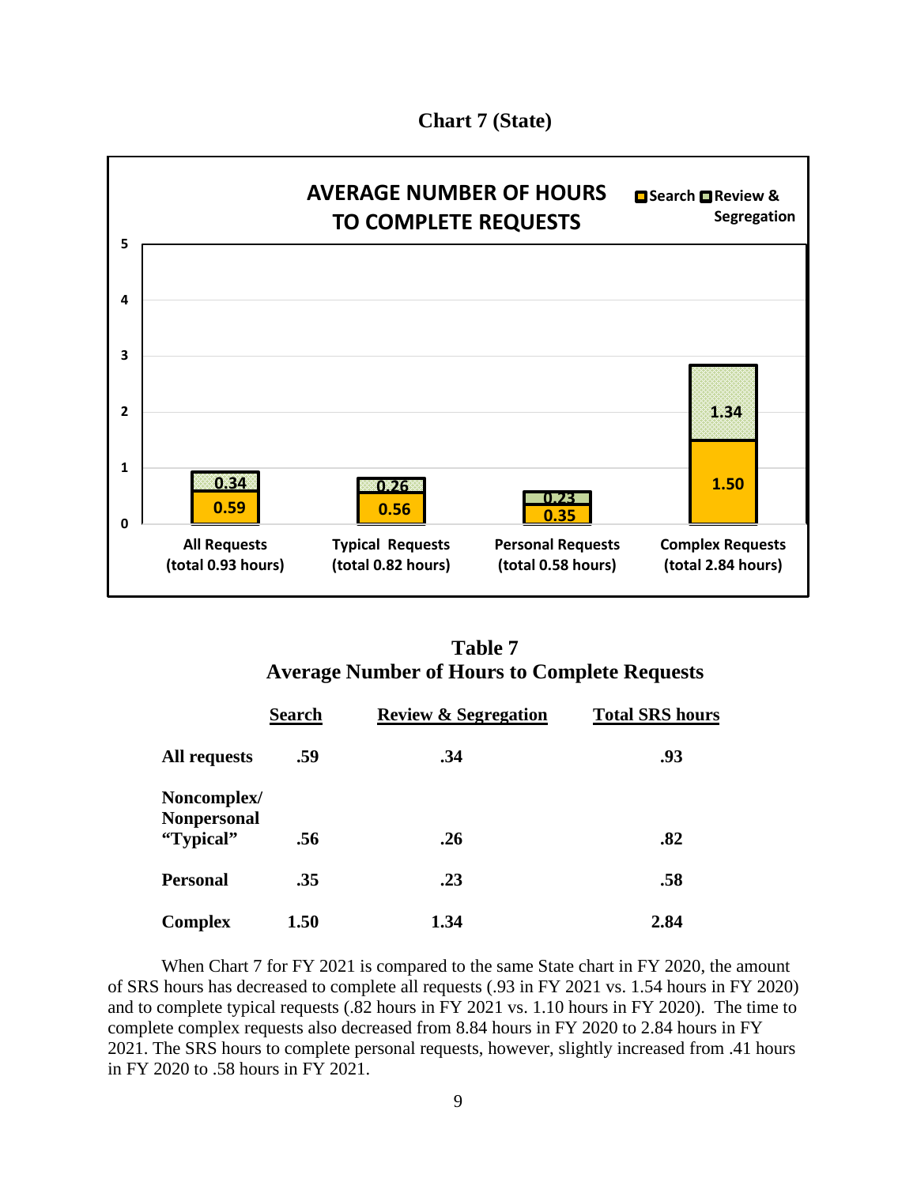**Chart 7 (State)**

AVERAGE NUMBER OF HOURS TO COMPLETE REQUESTS

| | Search | Review & Segregation |
|---|---|---|
| All Requests (total 0.93 hours) | 0.59 | 0.34 |
| Typical Requests (total 0.82 hours) | 0.56 | 0.26 |
| Personal Requests (total 0.58 hours) | 0.35 | 0.23 |
| Complex Requests (total 2.84 hours) | 1.50 | 1.34 |

## Table 7
## Average Number of Hours to Complete Requests

| | Search | Review & Segregation | Total SRS hours |
|---|---|---|---|
| **All requests** | **.59** | **.34** | **.93** |
| **Noncomplex/ Nonpersonal "Typical"** | **.56** | **.26** | **.82** |
| **Personal** | **.35** | **.23** | **.58** |
| **Complex** | **1.50** | **1.34** | **2.84** |

When Chart 7 for FY 2021 is compared to the same State chart in FY 2020, the amount of SRS hours has decreased to complete all requests (.93 in FY 2021 vs. 1.54 hours in FY 2020) and to complete typical requests (.82 hours in FY 2021 vs. 1.10 hours in FY 2020). The time to complete complex requests also decreased from 8.84 hours in FY 2020 to 2.84 hours in FY 2021. The SRS hours to complete personal requests, however, slightly increased from .41 hours in FY 2020 to .58 hours in FY 2021.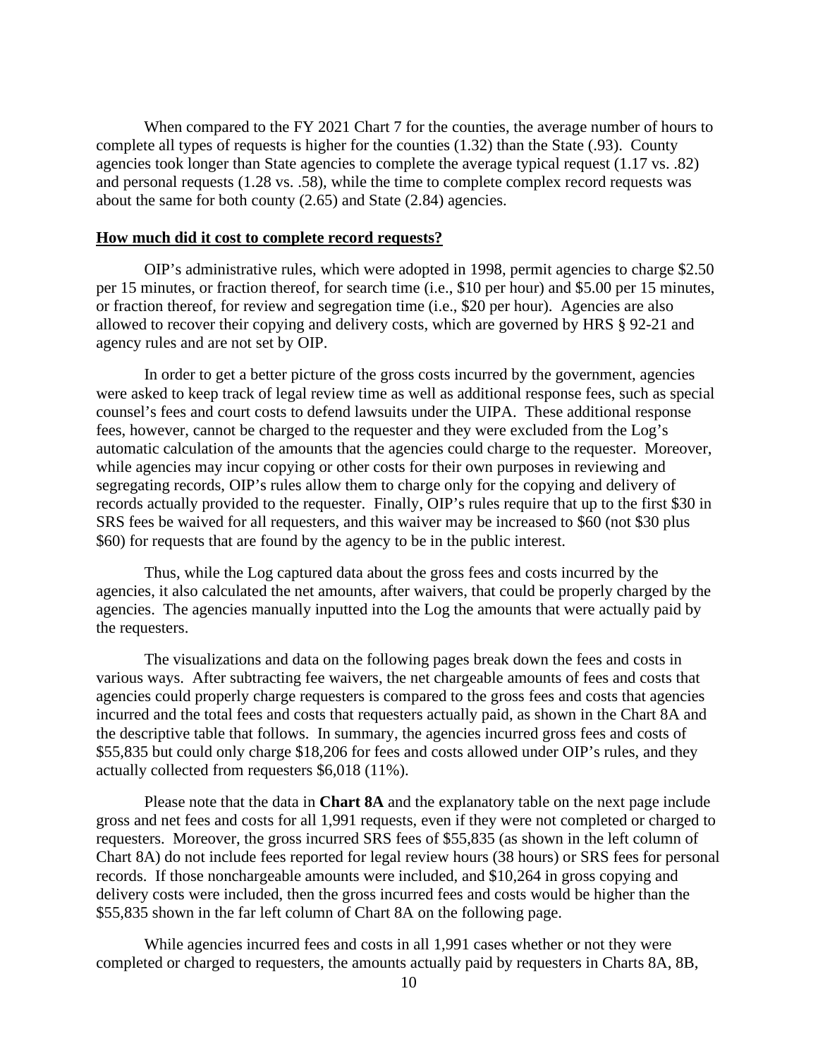When compared to the FY 2021 Chart 7 for the counties, the average number of hours to complete all types of requests is higher for the counties (1.32) than the State (.93). County agencies took longer than State agencies to complete the average typical request (1.17 vs. .82) and personal requests (1.28 vs. .58), while the time to complete complex record requests was about the same for both county (2.65) and State (2.84) agencies.

## How much did it cost to complete record requests?

OIP's administrative rules, which were adopted in 1998, permit agencies to charge $2.50 per 15 minutes, or fraction thereof, for search time (i.e., $10 per hour) and $5.00 per 15 minutes, or fraction thereof, for review and segregation time (i.e., $20 per hour). Agencies are also allowed to recover their copying and delivery costs, which are governed by HRS § 92-21 and agency rules and are not set by OIP.

In order to get a better picture of the gross costs incurred by the government, agencies were asked to keep track of legal review time as well as additional response fees, such as special counsel's fees and court costs to defend lawsuits under the UIPA. These additional response fees, however, cannot be charged to the requester and they were excluded from the Log's automatic calculation of the amounts that the agencies could charge to the requester. Moreover, while agencies may incur copying or other costs for their own purposes in reviewing and segregating records, OIP's rules allow them to charge only for the copying and delivery of records actually provided to the requester. Finally, OIP's rules require that up to the first $30 in SRS fees be waived for all requesters, and this waiver may be increased to $60 (not $30 plus $60) for requests that are found by the agency to be in the public interest.

Thus, while the Log captured data about the gross fees and costs incurred by the agencies, it also calculated the net amounts, after waivers, that could be properly charged by the agencies. The agencies manually inputted into the Log the amounts that were actually paid by the requesters.

The visualizations and data on the following pages break down the fees and costs in various ways. After subtracting fee waivers, the net chargeable amounts of fees and costs that agencies could properly charge requesters is compared to the gross fees and costs that agencies incurred and the total fees and costs that requesters actually paid, as shown in the Chart 8A and the descriptive table that follows. In summary, the agencies incurred gross fees and costs of $55,835 but could only charge $18,206 for fees and costs allowed under OIP's rules, and they actually collected from requesters $6,018 (11%).

Please note that the data in **Chart 8A** and the explanatory table on the next page include gross and net fees and costs for all 1,991 requests, even if they were not completed or charged to requesters. Moreover, the gross incurred SRS fees of $55,835 (as shown in the left column of Chart 8A) do not include fees reported for legal review hours (38 hours) or SRS fees for personal records. If those nonchargeable amounts were included, and $10,264 in gross copying and delivery costs were included, then the gross incurred fees and costs would be higher than the $55,835 shown in the far left column of Chart 8A on the following page.

While agencies incurred fees and costs in all 1,991 cases whether or not they were completed or charged to requesters, the amounts actually paid by requesters in Charts 8A, 8B,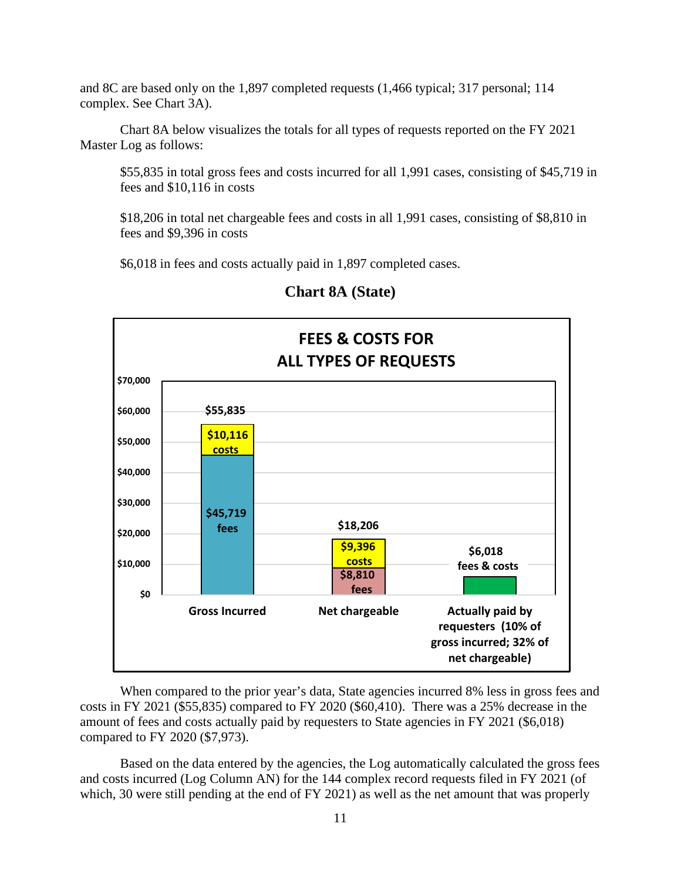and 8C are based only on the 1,897 completed requests (1,466 typical; 317 personal; 114 complex. See Chart 3A).

Chart 8A below visualizes the totals for all types of requests reported on the FY 2021 Master Log as follows:

> $55,835 in total gross fees and costs incurred for all 1,991 cases, consisting of $45,719 in fees and $10,116 in costs
>
> $18,206 in total net chargeable fees and costs in all 1,991 cases, consisting of $8,810 in fees and $9,396 in costs
>
> $6,018 in fees and costs actually paid in 1,897 completed cases.

**Chart 8A (State)**

**FEES & COSTS FOR ALL TYPES OF REQUESTS**

| | Gross Incurred | Net chargeable | Actually paid by requesters (10% of gross incurred; 32% of net chargeable) |
|---|---|---|---|
| Fees | $45,719 | $8,810 | |
| Costs | $10,116 | $9,396 | |
| Total | $55,835 | $18,206 | $6,018 fees & costs |

When compared to the prior year's data, State agencies incurred 8% less in gross fees and costs in FY 2021 ($55,835) compared to FY 2020 ($60,410). There was a 25% decrease in the amount of fees and costs actually paid by requesters to State agencies in FY 2021 ($6,018) compared to FY 2020 ($7,973).

Based on the data entered by the agencies, the Log automatically calculated the gross fees and costs incurred (Log Column AN) for the 144 complex record requests filed in FY 2021 (of which, 30 were still pending at the end of FY 2021) as well as the net amount that was properly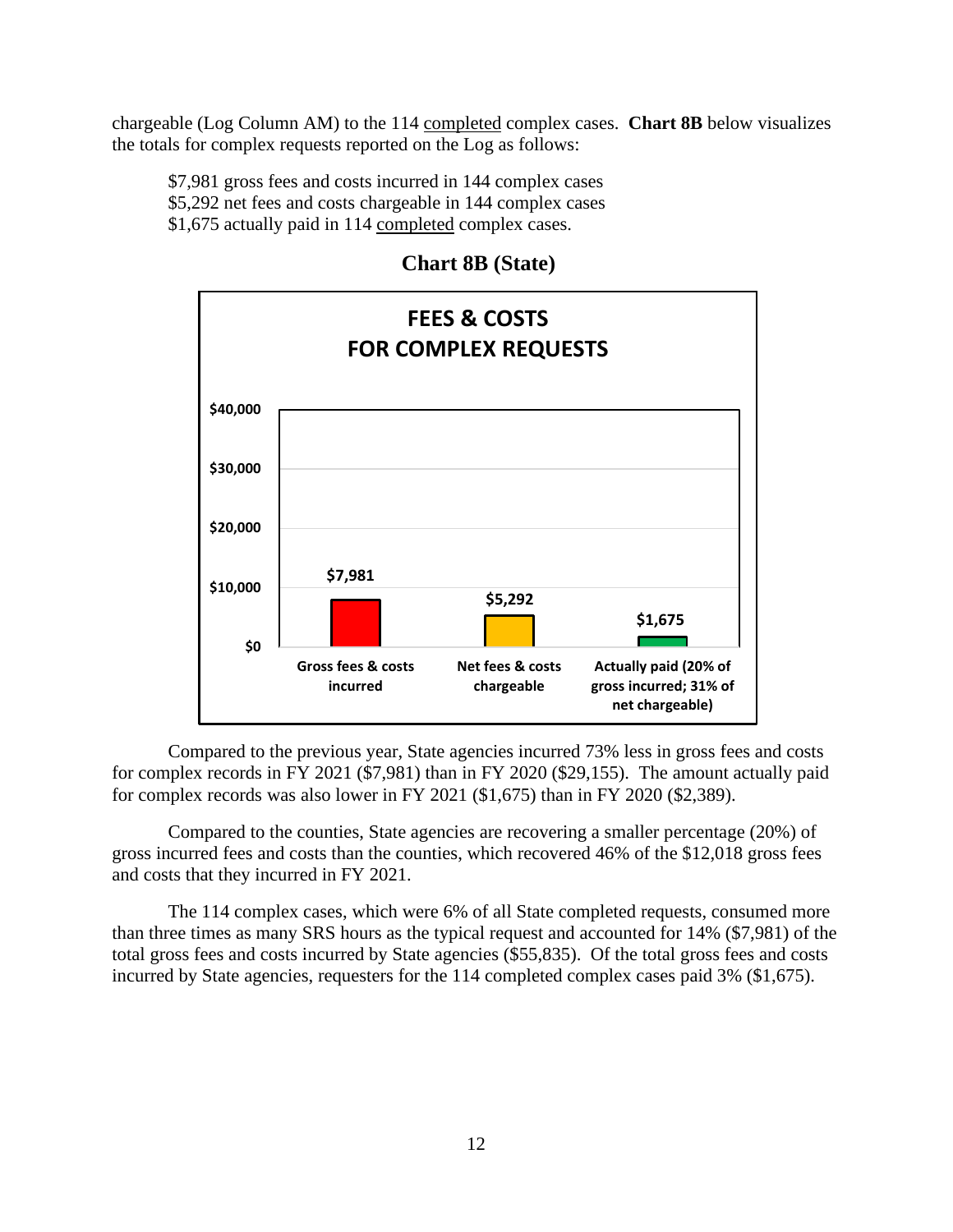chargeable (Log Column AM) to the 114 completed complex cases. **Chart 8B** below visualizes the totals for complex requests reported on the Log as follows:

$7,981 gross fees and costs incurred in 144 complex cases
$5,292 net fees and costs chargeable in 144 complex cases
$1,675 actually paid in 114 completed complex cases.

**Chart 8B (State)**

**FEES & COSTS FOR COMPLEX REQUESTS**

| Category | Amount |
|---|---|
| Gross fees & costs incurred | $7,981 |
| Net fees & costs chargeable | $5,292 |
| Actually paid (20% of gross incurred; 31% of net chargeable) | $1,675 |

Compared to the previous year, State agencies incurred 73% less in gross fees and costs for complex records in FY 2021 ($7,981) than in FY 2020 ($29,155). The amount actually paid for complex records was also lower in FY 2021 ($1,675) than in FY 2020 ($2,389).

Compared to the counties, State agencies are recovering a smaller percentage (20%) of gross incurred fees and costs than the counties, which recovered 46% of the $12,018 gross fees and costs that they incurred in FY 2021.

The 114 complex cases, which were 6% of all State completed requests, consumed more than three times as many SRS hours as the typical request and accounted for 14% ($7,981) of the total gross fees and costs incurred by State agencies ($55,835). Of the total gross fees and costs incurred by State agencies, requesters for the 114 completed complex cases paid 3% ($1,675).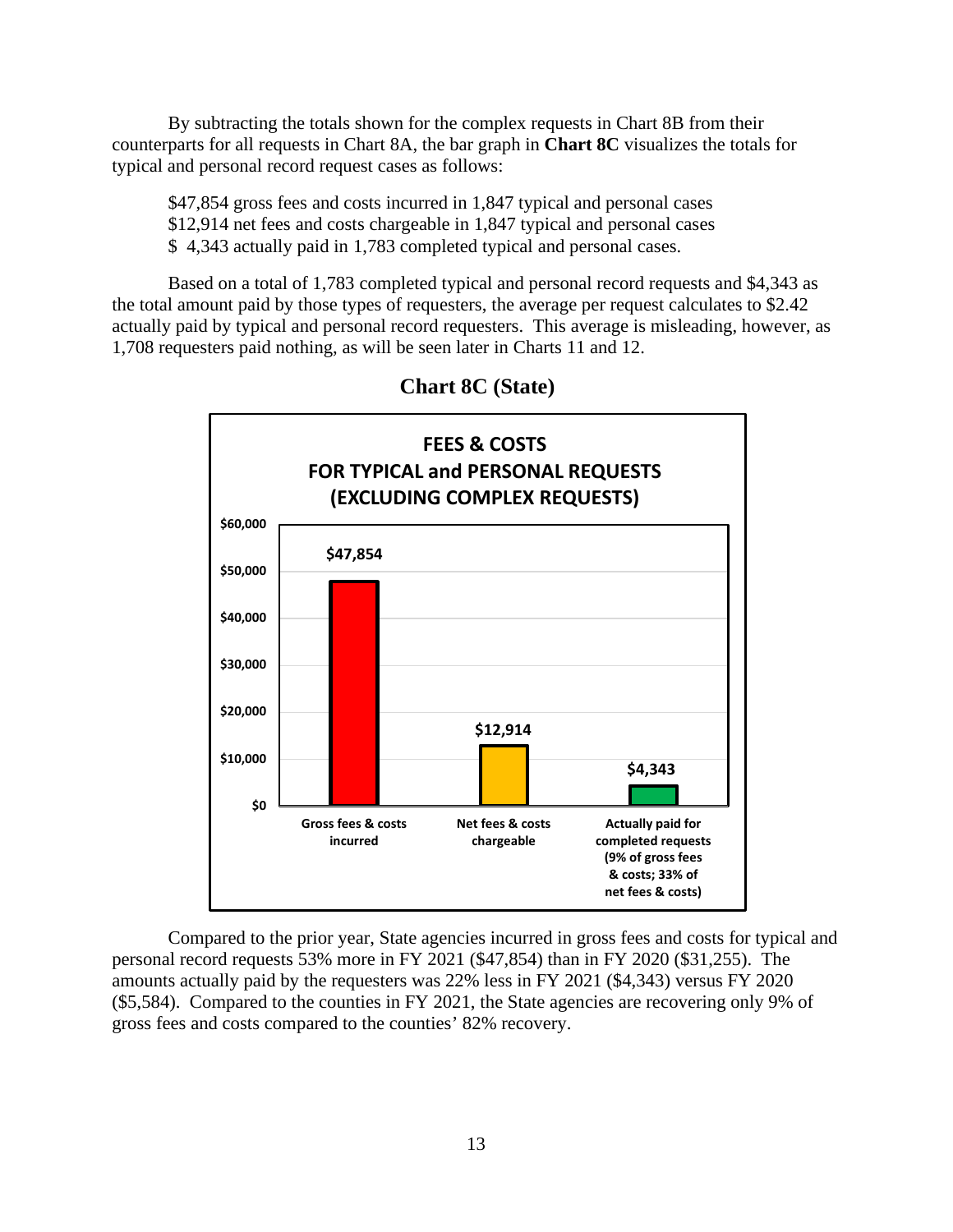By subtracting the totals shown for the complex requests in Chart 8B from their counterparts for all requests in Chart 8A, the bar graph in **Chart 8C** visualizes the totals for typical and personal record request cases as follows:

$47,854 gross fees and costs incurred in 1,847 typical and personal cases
$12,914 net fees and costs chargeable in 1,847 typical and personal cases
$ 4,343 actually paid in 1,783 completed typical and personal cases.

Based on a total of 1,783 completed typical and personal record requests and $4,343 as the total amount paid by those types of requesters, the average per request calculates to $2.42 actually paid by typical and personal record requesters. This average is misleading, however, as 1,708 requesters paid nothing, as will be seen later in Charts 11 and 12.

**Chart 8C (State)**

**FEES & COSTS**
**FOR TYPICAL and PERSONAL REQUESTS**
**(EXCLUDING COMPLEX REQUESTS)**

| Category | Amount |
|---|---|
| Gross fees & costs incurred | $47,854 |
| Net fees & costs chargeable | $12,914 |
| Actually paid for completed requests (9% of gross fees & costs; 33% of net fees & costs) | $4,343 |

Compared to the prior year, State agencies incurred in gross fees and costs for typical and personal record requests 53% more in FY 2021 ($47,854) than in FY 2020 ($31,255). The amounts actually paid by the requesters was 22% less in FY 2021 ($4,343) versus FY 2020 ($5,584). Compared to the counties in FY 2021, the State agencies are recovering only 9% of gross fees and costs compared to the counties' 82% recovery.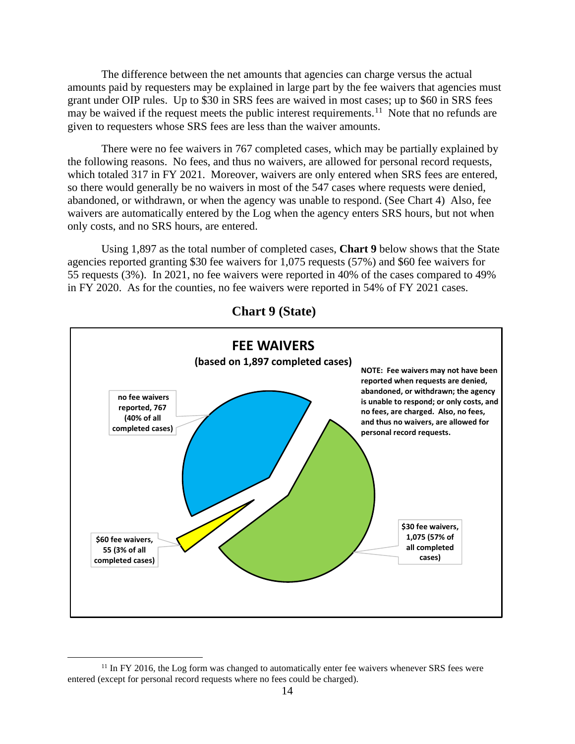The difference between the net amounts that agencies can charge versus the actual amounts paid by requesters may be explained in large part by the fee waivers that agencies must grant under OIP rules. Up to $30 in SRS fees are waived in most cases; up to $60 in SRS fees may be waived if the request meets the public interest requirements.[11] Note that no refunds are given to requesters whose SRS fees are less than the waiver amounts.

There were no fee waivers in 767 completed cases, which may be partially explained by the following reasons. No fees, and thus no waivers, are allowed for personal record requests, which totaled 317 in FY 2021. Moreover, waivers are only entered when SRS fees are entered, so there would generally be no waivers in most of the 547 cases where requests were denied, abandoned, or withdrawn, or when the agency was unable to respond. (See Chart 4) Also, fee waivers are automatically entered by the Log when the agency enters SRS hours, but not when only costs, and no SRS hours, are entered.

Using 1,897 as the total number of completed cases, **Chart 9** below shows that the State agencies reported granting $30 fee waivers for 1,075 requests (57%) and $60 fee waivers for 55 requests (3%). In 2021, no fee waivers were reported in 40% of the cases compared to 49% in FY 2020. As for the counties, no fee waivers were reported in 54% of FY 2021 cases.

**Chart 9 (State)**

**FEE WAIVERS**
**(based on 1,897 completed cases)**

**NOTE: Fee waivers may not have been reported when requests are denied, abandoned, or withdrawn; the agency is unable to respond; or only costs, and no fees, are charged. Also, no fees, and thus no waivers, are allowed for personal record requests.**

- **no fee waivers reported, 767 (40% of all completed cases)**
- **$30 fee waivers, 1,075 (57% of all completed cases)**
- **$60 fee waivers, 55 (3% of all completed cases)**

[11] In FY 2016, the Log form was changed to automatically enter fee waivers whenever SRS fees were entered (except for personal record requests where no fees could be charged).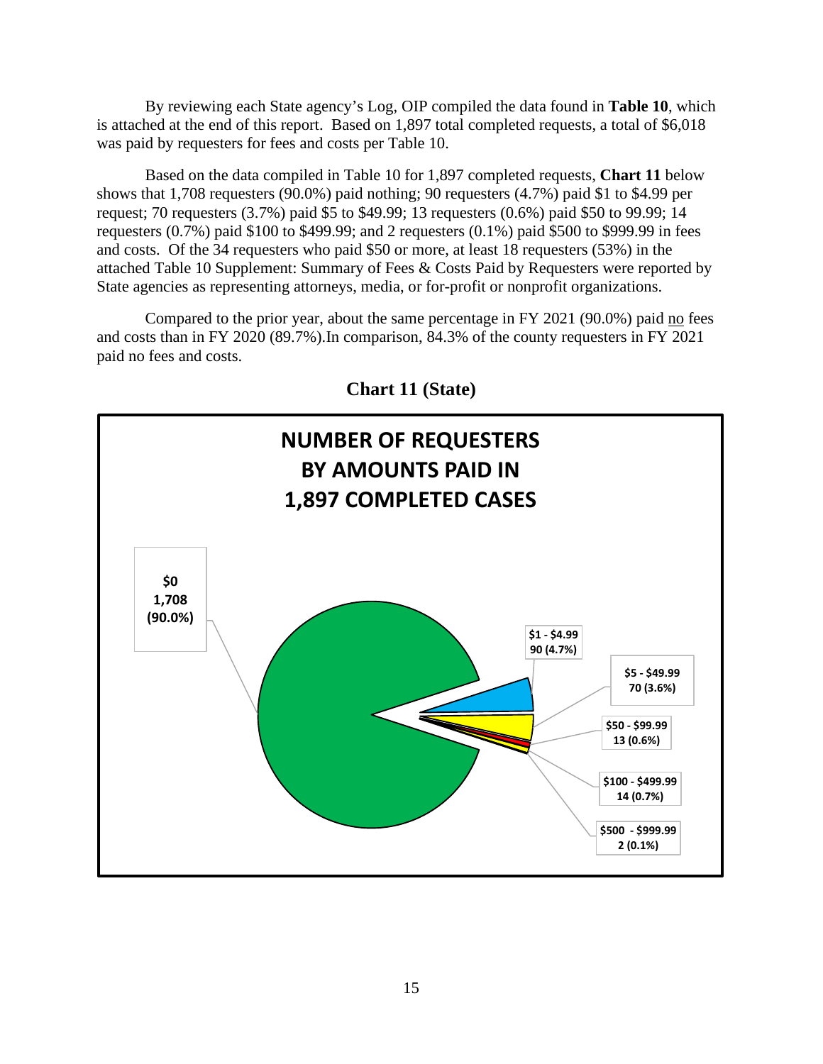By reviewing each State agency's Log, OIP compiled the data found in **Table 10**, which is attached at the end of this report. Based on 1,897 total completed requests, a total of $6,018 was paid by requesters for fees and costs per Table 10.

Based on the data compiled in Table 10 for 1,897 completed requests, **Chart 11** below shows that 1,708 requesters (90.0%) paid nothing; 90 requesters (4.7%) paid $1 to $4.99 per request; 70 requesters (3.7%) paid $5 to $49.99; 13 requesters (0.6%) paid $50 to 99.99; 14 requesters (0.7%) paid $100 to $499.99; and 2 requesters (0.1%) paid $500 to $999.99 in fees and costs. Of the 34 requesters who paid $50 or more, at least 18 requesters (53%) in the attached Table 10 Supplement: Summary of Fees & Costs Paid by Requesters were reported by State agencies as representing attorneys, media, or for-profit or nonprofit organizations.

Compared to the prior year, about the same percentage in FY 2021 (90.0%) paid no fees and costs than in FY 2020 (89.7%).In comparison, 84.3% of the county requesters in FY 2021 paid no fees and costs.

**Chart 11 (State)**

**NUMBER OF REQUESTERS BY AMOUNTS PAID IN 1,897 COMPLETED CASES**

| Amount Paid | Requesters |
|---|---|
| $0 | 1,708 (90.0%) |
| $1 - $4.99 | 90 (4.7%) |
| $5 - $49.99 | 70 (3.6%) |
| $50 - $99.99 | 13 (0.6%) |
| $100 - $499.99 | 14 (0.7%) |
| $500 - $999.99 | 2 (0.1%) |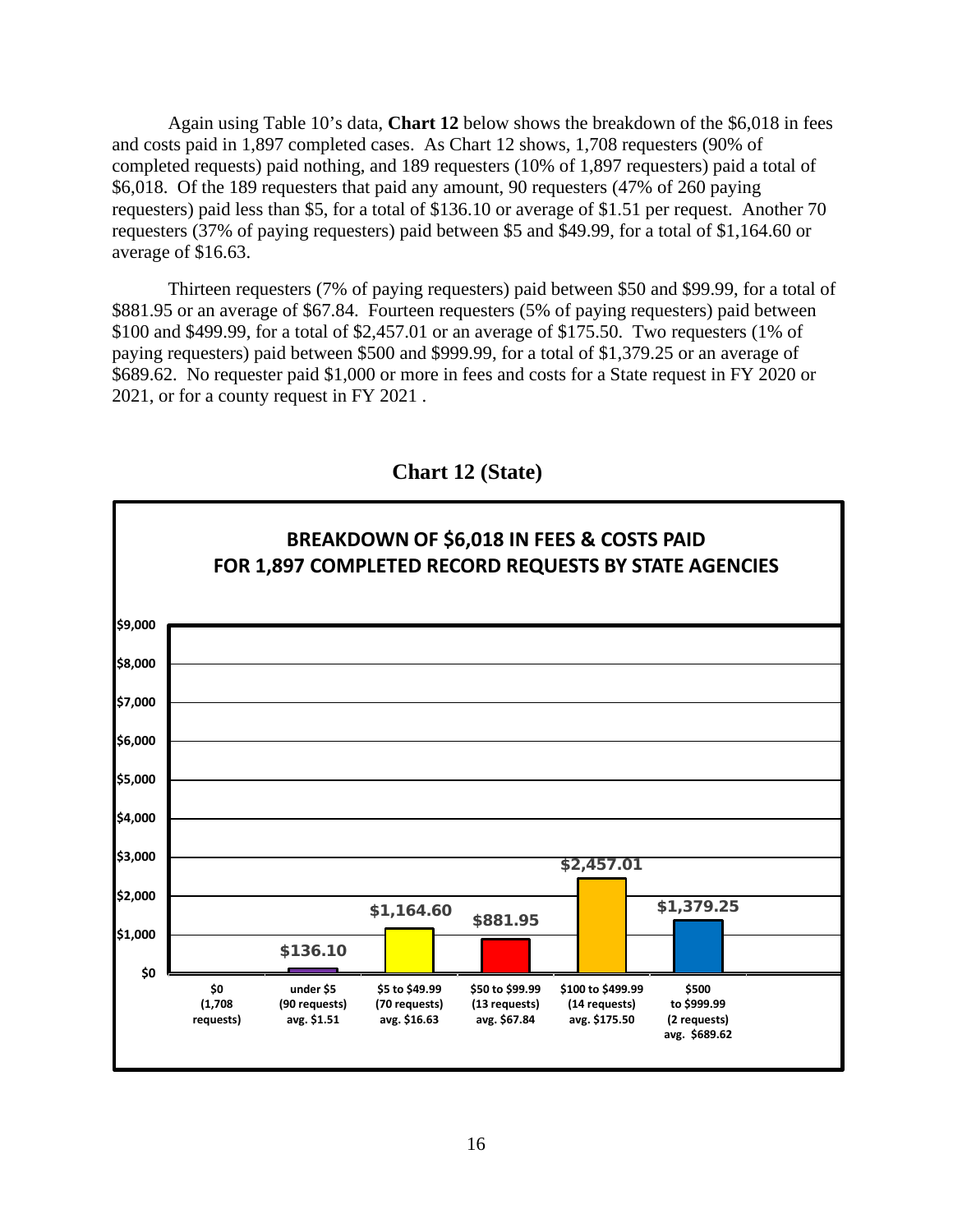Again using Table 10's data, **Chart 12** below shows the breakdown of the $6,018 in fees and costs paid in 1,897 completed cases. As Chart 12 shows, 1,708 requesters (90% of completed requests) paid nothing, and 189 requesters (10% of 1,897 requesters) paid a total of $6,018. Of the 189 requesters that paid any amount, 90 requesters (47% of 260 paying requesters) paid less than $5, for a total of $136.10 or average of $1.51 per request. Another 70 requesters (37% of paying requesters) paid between $5 and $49.99, for a total of $1,164.60 or average of $16.63.

Thirteen requesters (7% of paying requesters) paid between $50 and $99.99, for a total of $881.95 or an average of $67.84. Fourteen requesters (5% of paying requesters) paid between $100 and $499.99, for a total of $2,457.01 or an average of $175.50. Two requesters (1% of paying requesters) paid between $500 and $999.99, for a total of $1,379.25 or an average of $689.62. No requester paid $1,000 or more in fees and costs for a State request in FY 2020 or 2021, or for a county request in FY 2021 .

**Chart 12 (State)**

**BREAKDOWN OF $6,018 IN FEES & COSTS PAID FOR 1,897 COMPLETED RECORD REQUESTS BY STATE AGENCIES**

| Category | Total Paid |
|---|---|
| $0 (1,708 requests) | |
| under $5 (90 requests) avg. $1.51 | $136.10 |
| $5 to $49.99 (70 requests) avg. $16.63 | $1,164.60 |
| $50 to $99.99 (13 requests) avg. $67.84 | $881.95 |
| $100 to $499.99 (14 requests) avg. $175.50 | $2,457.01 |
| $500 to $999.99 (2 requests) avg. $689.62 | $1,379.25 |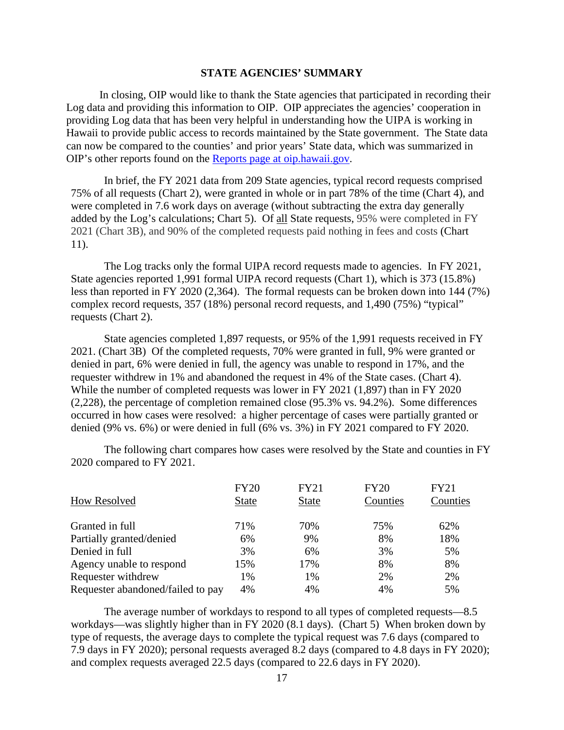## STATE AGENCIES' SUMMARY

In closing, OIP would like to thank the State agencies that participated in recording their Log data and providing this information to OIP. OIP appreciates the agencies' cooperation in providing Log data that has been very helpful in understanding how the UIPA is working in Hawaii to provide public access to records maintained by the State government. The State data can now be compared to the counties' and prior years' State data, which was summarized in OIP's other reports found on the [Reports page at oip.hawaii.gov](oip.hawaii.gov).

In brief, the FY 2021 data from 209 State agencies, typical record requests comprised 75% of all requests (Chart 2), were granted in whole or in part 78% of the time (Chart 4), and were completed in 7.6 work days on average (without subtracting the extra day generally added by the Log's calculations; Chart 5). Of all State requests, 95% were completed in FY 2021 (Chart 3B), and 90% of the completed requests paid nothing in fees and costs (Chart 11).

The Log tracks only the formal UIPA record requests made to agencies. In FY 2021, State agencies reported 1,991 formal UIPA record requests (Chart 1), which is 373 (15.8%) less than reported in FY 2020 (2,364). The formal requests can be broken down into 144 (7%) complex record requests, 357 (18%) personal record requests, and 1,490 (75%) "typical" requests (Chart 2).

State agencies completed 1,897 requests, or 95% of the 1,991 requests received in FY 2021. (Chart 3B) Of the completed requests, 70% were granted in full, 9% were granted or denied in part, 6% were denied in full, the agency was unable to respond in 17%, and the requester withdrew in 1% and abandoned the request in 4% of the State cases. (Chart 4). While the number of completed requests was lower in FY 2021 (1,897) than in FY 2020 (2,228), the percentage of completion remained close (95.3% vs. 94.2%). Some differences occurred in how cases were resolved: a higher percentage of cases were partially granted or denied (9% vs. 6%) or were denied in full (6% vs. 3%) in FY 2021 compared to FY 2020.

The following chart compares how cases were resolved by the State and counties in FY 2020 compared to FY 2021.

| How Resolved | FY20 State | FY21 State | FY20 Counties | FY21 Counties |
|---|---|---|---|---|
| Granted in full | 71% | 70% | 75% | 62% |
| Partially granted/denied | 6% | 9% | 8% | 18% |
| Denied in full | 3% | 6% | 3% | 5% |
| Agency unable to respond | 15% | 17% | 8% | 8% |
| Requester withdrew | 1% | 1% | 2% | 2% |
| Requester abandoned/failed to pay | 4% | 4% | 4% | 5% |

The average number of workdays to respond to all types of completed requests—8.5 workdays—was slightly higher than in FY 2020 (8.1 days). (Chart 5) When broken down by type of requests, the average days to complete the typical request was 7.6 days (compared to 7.9 days in FY 2020); personal requests averaged 8.2 days (compared to 4.8 days in FY 2020); and complex requests averaged 22.5 days (compared to 22.6 days in FY 2020).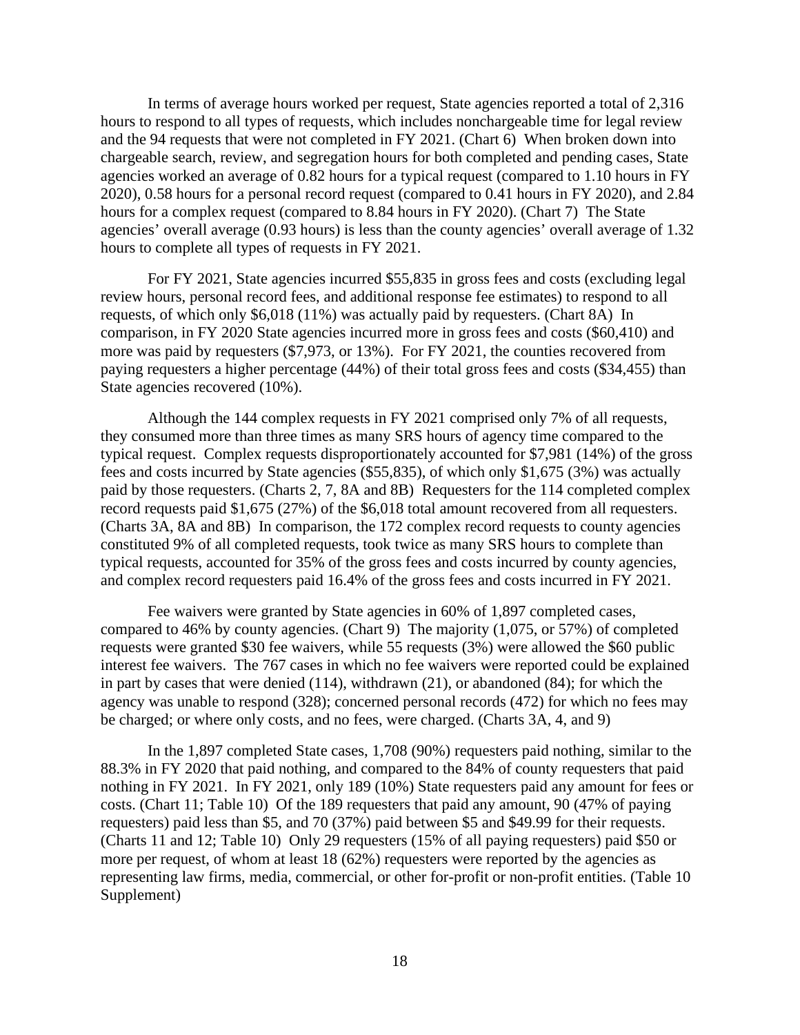In terms of average hours worked per request, State agencies reported a total of 2,316 hours to respond to all types of requests, which includes nonchargeable time for legal review and the 94 requests that were not completed in FY 2021. (Chart 6) When broken down into chargeable search, review, and segregation hours for both completed and pending cases, State agencies worked an average of 0.82 hours for a typical request (compared to 1.10 hours in FY 2020), 0.58 hours for a personal record request (compared to 0.41 hours in FY 2020), and 2.84 hours for a complex request (compared to 8.84 hours in FY 2020). (Chart 7) The State agencies' overall average (0.93 hours) is less than the county agencies' overall average of 1.32 hours to complete all types of requests in FY 2021.

For FY 2021, State agencies incurred $55,835 in gross fees and costs (excluding legal review hours, personal record fees, and additional response fee estimates) to respond to all requests, of which only $6,018 (11%) was actually paid by requesters. (Chart 8A) In comparison, in FY 2020 State agencies incurred more in gross fees and costs ($60,410) and more was paid by requesters ($7,973, or 13%). For FY 2021, the counties recovered from paying requesters a higher percentage (44%) of their total gross fees and costs ($34,455) than State agencies recovered (10%).

Although the 144 complex requests in FY 2021 comprised only 7% of all requests, they consumed more than three times as many SRS hours of agency time compared to the typical request. Complex requests disproportionately accounted for $7,981 (14%) of the gross fees and costs incurred by State agencies ($55,835), of which only $1,675 (3%) was actually paid by those requesters. (Charts 2, 7, 8A and 8B) Requesters for the 114 completed complex record requests paid $1,675 (27%) of the $6,018 total amount recovered from all requesters. (Charts 3A, 8A and 8B) In comparison, the 172 complex record requests to county agencies constituted 9% of all completed requests, took twice as many SRS hours to complete than typical requests, accounted for 35% of the gross fees and costs incurred by county agencies, and complex record requesters paid 16.4% of the gross fees and costs incurred in FY 2021.

Fee waivers were granted by State agencies in 60% of 1,897 completed cases, compared to 46% by county agencies. (Chart 9) The majority (1,075, or 57%) of completed requests were granted $30 fee waivers, while 55 requests (3%) were allowed the $60 public interest fee waivers. The 767 cases in which no fee waivers were reported could be explained in part by cases that were denied (114), withdrawn (21), or abandoned (84); for which the agency was unable to respond (328); concerned personal records (472) for which no fees may be charged; or where only costs, and no fees, were charged. (Charts 3A, 4, and 9)

In the 1,897 completed State cases, 1,708 (90%) requesters paid nothing, similar to the 88.3% in FY 2020 that paid nothing, and compared to the 84% of county requesters that paid nothing in FY 2021. In FY 2021, only 189 (10%) State requesters paid any amount for fees or costs. (Chart 11; Table 10) Of the 189 requesters that paid any amount, 90 (47% of paying requesters) paid less than $5, and 70 (37%) paid between $5 and $49.99 for their requests. (Charts 11 and 12; Table 10) Only 29 requesters (15% of all paying requesters) paid $50 or more per request, of whom at least 18 (62%) requesters were reported by the agencies as representing law firms, media, commercial, or other for-profit or non-profit entities. (Table 10 Supplement)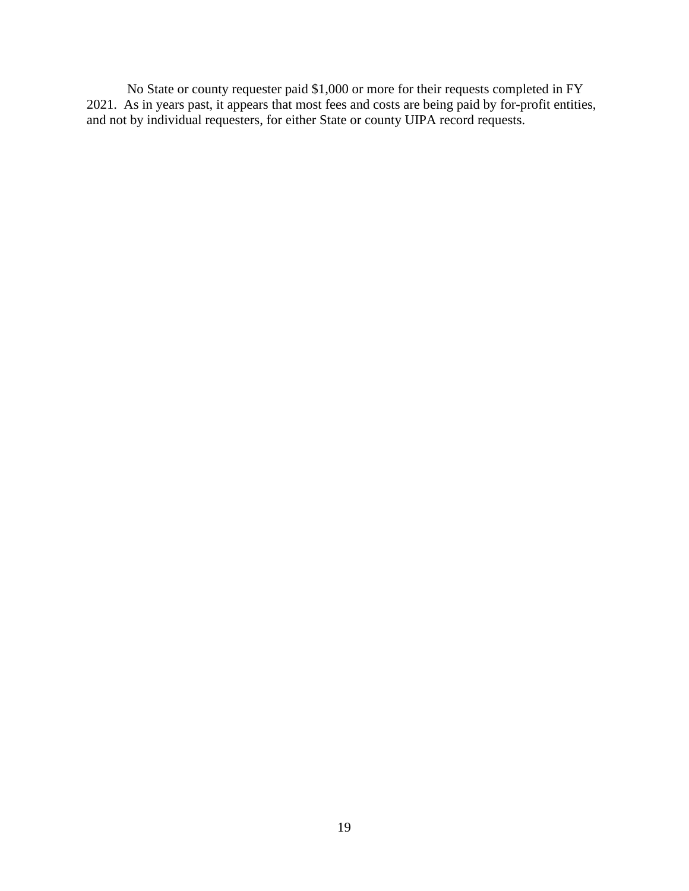No State or county requester paid $1,000 or more for their requests completed in FY 2021. As in years past, it appears that most fees and costs are being paid by for-profit entities, and not by individual requesters, for either State or county UIPA record requests.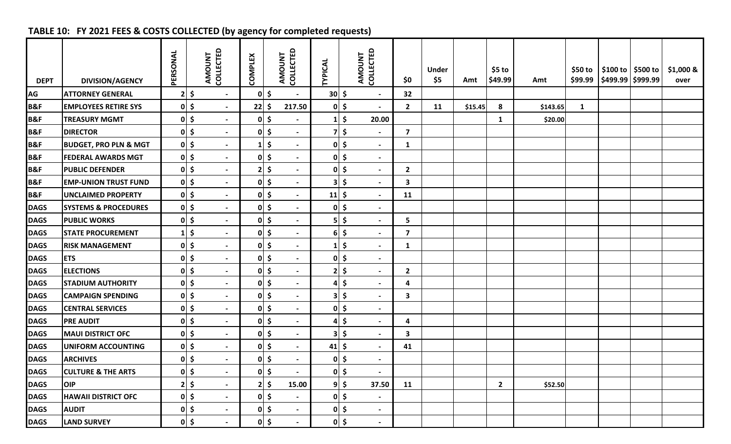## TABLE 10: FY 2021 FEES & COSTS COLLECTED (by agency for completed requests)

| DEPT | DIVISION/AGENCY | PERSONAL | AMOUNT COLLECTED | COMPLEX | AMOUNT COLLECTED | TYPICAL | AMOUNT COLLECTED | $0 | Under $5 | Amt | $5 to $49.99 | Amt | $50 to $99.99 | $100 to $499.99 | $500 to $999.99 | $1,000 & over |
|---|---|---|---|---|---|---|---|---|---|---|---|---|---|---|---|---|
| AG | ATTORNEY GENERAL | 2 | $ - | 0 | $ - | 30 | $ - | 32 | | | | | | | | |
| B&F | EMPLOYEES RETIRE SYS | 0 | $ - | 22 | $ 217.50 | 0 | $ - | 2 | 11 | $15.45 | 8 | $143.65 | 1 | | | |
| B&F | TREASURY MGMT | 0 | $ - | 0 | $ - | 1 | $ 20.00 | | | | 1 | $20.00 | | | | |
| B&F | DIRECTOR | 0 | $ - | 0 | $ - | 7 | $ - | 7 | | | | | | | | |
| B&F | BUDGET, PRO PLN & MGT | 0 | $ - | 1 | $ - | 0 | $ - | 1 | | | | | | | | |
| B&F | FEDERAL AWARDS MGT | 0 | $ - | 0 | $ - | 0 | $ - | | | | | | | | | |
| B&F | PUBLIC DEFENDER | 0 | $ - | 2 | $ - | 0 | $ - | 2 | | | | | | | | |
| B&F | EMP-UNION TRUST FUND | 0 | $ - | 0 | $ - | 3 | $ - | 3 | | | | | | | | |
| B&F | UNCLAIMED PROPERTY | 0 | $ - | 0 | $ - | 11 | $ - | 11 | | | | | | | | |
| DAGS | SYSTEMS & PROCEDURES | 0 | $ - | 0 | $ - | 0 | $ - | | | | | | | | | |
| DAGS | PUBLIC WORKS | 0 | $ - | 0 | $ - | 5 | $ - | 5 | | | | | | | | |
| DAGS | STATE PROCUREMENT | 1 | $ - | 0 | $ - | 6 | $ - | 7 | | | | | | | | |
| DAGS | RISK MANAGEMENT | 0 | $ - | 0 | $ - | 1 | $ - | 1 | | | | | | | | |
| DAGS | ETS | 0 | $ - | 0 | $ - | 0 | $ - | | | | | | | | | |
| DAGS | ELECTIONS | 0 | $ - | 0 | $ - | 2 | $ - | 2 | | | | | | | | |
| DAGS | STADIUM AUTHORITY | 0 | $ - | 0 | $ - | 4 | $ - | 4 | | | | | | | | |
| DAGS | CAMPAIGN SPENDING | 0 | $ - | 0 | $ - | 3 | $ - | 3 | | | | | | | | |
| DAGS | CENTRAL SERVICES | 0 | $ - | 0 | $ - | 0 | $ - | | | | | | | | | |
| DAGS | PRE AUDIT | 0 | $ - | 0 | $ - | 4 | $ - | 4 | | | | | | | | |
| DAGS | MAUI DISTRICT OFC | 0 | $ - | 0 | $ - | 3 | $ - | 3 | | | | | | | | |
| DAGS | UNIFORM ACCOUNTING | 0 | $ - | 0 | $ - | 41 | $ - | 41 | | | | | | | | |
| DAGS | ARCHIVES | 0 | $ - | 0 | $ - | 0 | $ - | | | | | | | | | |
| DAGS | CULTURE & THE ARTS | 0 | $ - | 0 | $ - | 0 | $ - | | | | | | | | | |
| DAGS | OIP | 2 | $ - | 2 | $ 15.00 | 9 | $ 37.50 | 11 | | | 2 | $52.50 | | | | |
| DAGS | HAWAII DISTRICT OFC | 0 | $ - | 0 | $ - | 0 | $ - | | | | | | | | | |
| DAGS | AUDIT | 0 | $ - | 0 | $ - | 0 | $ - | | | | | | | | | |
| DAGS | LAND SURVEY | 0 | $ - | 0 | $ - | 0 | $ - | | | | | | | | | |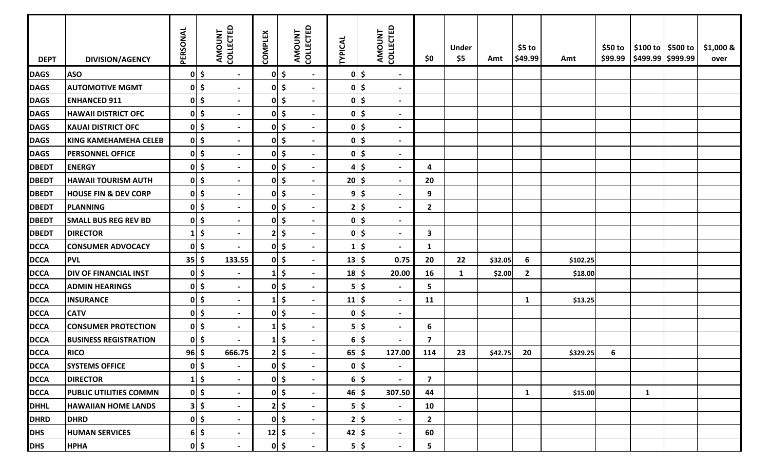| DEPT | DIVISION/AGENCY | PERSONAL | AMOUNT COLLECTED | COMPLEX | AMOUNT COLLECTED | TYPICAL | AMOUNT COLLECTED | $0 | Under $5 | Amt | $5 to $49.99 | Amt | $50 to $99.99 | $100 to $499.99 | $500 to $999.99 | $1,000 & over |
|---|---|---|---|---|---|---|---|---|---|---|---|---|---|---|---|---|
| DAGS | ASO | 0 | $ - | 0 | $ - | 0 | $ - | | | | | | | | | |
| DAGS | AUTOMOTIVE MGMT | 0 | $ - | 0 | $ - | 0 | $ - | | | | | | | | | |
| DAGS | ENHANCED 911 | 0 | $ - | 0 | $ - | 0 | $ - | | | | | | | | | |
| DAGS | HAWAII DISTRICT OFC | 0 | $ - | 0 | $ - | 0 | $ - | | | | | | | | | |
| DAGS | KAUAI DISTRICT OFC | 0 | $ - | 0 | $ - | 0 | $ - | | | | | | | | | |
| DAGS | KING KAMEHAMEHA CELEB | 0 | $ - | 0 | $ - | 0 | $ - | | | | | | | | | |
| DAGS | PERSONNEL OFFICE | 0 | $ - | 0 | $ - | 0 | $ - | | | | | | | | | |
| DBEDT | ENERGY | 0 | $ - | 0 | $ - | 4 | $ - | 4 | | | | | | | | |
| DBEDT | HAWAII TOURISM AUTH | 0 | $ - | 0 | $ - | 20 | $ - | 20 | | | | | | | | |
| DBEDT | HOUSE FIN & DEV CORP | 0 | $ - | 0 | $ - | 9 | $ - | 9 | | | | | | | | |
| DBEDT | PLANNING | 0 | $ - | 0 | $ - | 2 | $ - | 2 | | | | | | | | |
| DBEDT | SMALL BUS REG REV BD | 0 | $ - | 0 | $ - | 0 | $ - | | | | | | | | | |
| DBEDT | DIRECTOR | 1 | $ - | 2 | $ - | 0 | $ - | 3 | | | | | | | | |
| DCCA | CONSUMER ADVOCACY | 0 | $ - | 0 | $ - | 1 | $ - | 1 | | | | | | | | |
| DCCA | PVL | 35 | $ 133.55 | 0 | $ - | 13 | $ 0.75 | 20 | 22 | $32.05 | 6 | $102.25 | | | | |
| DCCA | DIV OF FINANCIAL INST | 0 | $ - | 1 | $ - | 18 | $ 20.00 | 16 | 1 | $2.00 | 2 | $18.00 | | | | |
| DCCA | ADMIN HEARINGS | 0 | $ - | 0 | $ - | 5 | $ - | 5 | | | | | | | | |
| DCCA | INSURANCE | 0 | $ - | 1 | $ - | 11 | $ - | 11 | | | 1 | $13.25 | | | | |
| DCCA | CATV | 0 | $ - | 0 | $ - | 0 | $ - | | | | | | | | | |
| DCCA | CONSUMER PROTECTION | 0 | $ - | 1 | $ - | 5 | $ - | 6 | | | | | | | | |
| DCCA | BUSINESS REGISTRATION | 0 | $ - | 1 | $ - | 6 | $ - | 7 | | | | | | | | |
| DCCA | RICO | 96 | $ 666.75 | 2 | $ - | 65 | $ 127.00 | 114 | 23 | $42.75 | 20 | $329.25 | 6 | | | |
| DCCA | SYSTEMS OFFICE | 0 | $ - | 0 | $ - | 0 | $ - | | | | | | | | | |
| DCCA | DIRECTOR | 1 | $ - | 0 | $ - | 6 | $ - | 7 | | | | | | | | |
| DCCA | PUBLIC UTILITIES COMMN | 0 | $ - | 0 | $ - | 46 | $ 307.50 | 44 | | | 1 | $15.00 | | 1 | | |
| DHHL | HAWAIIAN HOME LANDS | 3 | $ - | 2 | $ - | 5 | $ - | 10 | | | | | | | | |
| DHRD | DHRD | 0 | $ - | 0 | $ - | 2 | $ - | 2 | | | | | | | | |
| DHS | HUMAN SERVICES | 6 | $ - | 12 | $ - | 42 | $ - | 60 | | | | | | | | |
| DHS | HPHA | 0 | $ - | 0 | $ - | 5 | $ - | 5 | | | | | | | | |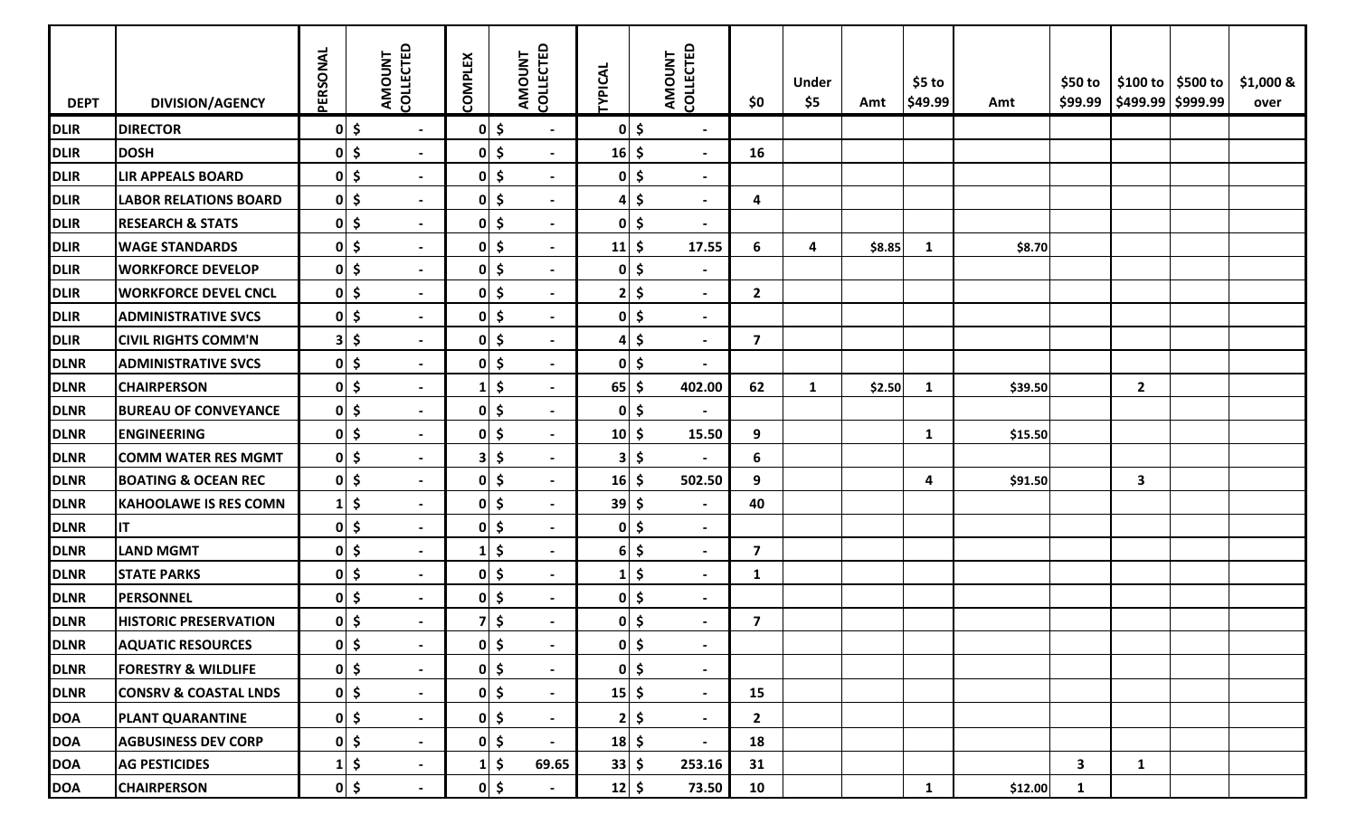| DEPT | DIVISION/AGENCY | PERSONAL | AMOUNT COLLECTED | COMPLEX | AMOUNT COLLECTED | TYPICAL | AMOUNT COLLECTED | $0 | Under $5 | Amt | $5 to $49.99 | Amt | $50 to $99.99 | $100 to $499.99 | $500 to $999.99 | $1,000 & over |
|---|---|---|---|---|---|---|---|---|---|---|---|---|---|---|---|---|
| DLIR | DIRECTOR | 0 | $ - | 0 | $ - | 0 | $ - | | | | | | | | | |
| DLIR | DOSH | 0 | $ - | 0 | $ - | 16 | $ - | 16 | | | | | | | | |
| DLIR | LIR APPEALS BOARD | 0 | $ - | 0 | $ - | 0 | $ - | | | | | | | | | |
| DLIR | LABOR RELATIONS BOARD | 0 | $ - | 0 | $ - | 4 | $ - | 4 | | | | | | | | |
| DLIR | RESEARCH & STATS | 0 | $ - | 0 | $ - | 0 | $ - | | | | | | | | | |
| DLIR | WAGE STANDARDS | 0 | $ - | 0 | $ - | 11 | $ 17.55 | 6 | 4 | $8.85 | 1 | $8.70 | | | | |
| DLIR | WORKFORCE DEVELOP | 0 | $ - | 0 | $ - | 0 | $ - | | | | | | | | | |
| DLIR | WORKFORCE DEVEL CNCL | 0 | $ - | 0 | $ - | 2 | $ - | 2 | | | | | | | | |
| DLIR | ADMINISTRATIVE SVCS | 0 | $ - | 0 | $ - | 0 | $ - | | | | | | | | | |
| DLIR | CIVIL RIGHTS COMM'N | 3 | $ - | 0 | $ - | 4 | $ - | 7 | | | | | | | | |
| DLNR | ADMINISTRATIVE SVCS | 0 | $ - | 0 | $ - | 0 | $ - | | | | | | | | | |
| DLNR | CHAIRPERSON | 0 | $ - | 1 | $ - | 65 | $ 402.00 | 62 | 1 | $2.50 | 1 | $39.50 | | 2 | | |
| DLNR | BUREAU OF CONVEYANCE | 0 | $ - | 0 | $ - | 0 | $ - | | | | | | | | | |
| DLNR | ENGINEERING | 0 | $ - | 0 | $ - | 10 | $ 15.50 | 9 | | | 1 | $15.50 | | | | |
| DLNR | COMM WATER RES MGMT | 0 | $ - | 3 | $ - | 3 | $ - | 6 | | | | | | | | |
| DLNR | BOATING & OCEAN REC | 0 | $ - | 0 | $ - | 16 | $ 502.50 | 9 | | | 4 | $91.50 | | 3 | | |
| DLNR | KAHOOLAWE IS RES COMN | 1 | $ - | 0 | $ - | 39 | $ - | 40 | | | | | | | | |
| DLNR | IT | 0 | $ - | 0 | $ - | 0 | $ - | | | | | | | | | |
| DLNR | LAND MGMT | 0 | $ - | 1 | $ - | 6 | $ - | 7 | | | | | | | | |
| DLNR | STATE PARKS | 0 | $ - | 0 | $ - | 1 | $ - | 1 | | | | | | | | |
| DLNR | PERSONNEL | 0 | $ - | 0 | $ - | 0 | $ - | | | | | | | | | |
| DLNR | HISTORIC PRESERVATION | 0 | $ - | 7 | $ - | 0 | $ - | 7 | | | | | | | | |
| DLNR | AQUATIC RESOURCES | 0 | $ - | 0 | $ - | 0 | $ - | | | | | | | | | |
| DLNR | FORESTRY & WILDLIFE | 0 | $ - | 0 | $ - | 0 | $ - | | | | | | | | | |
| DLNR | CONSRV & COASTAL LNDS | 0 | $ - | 0 | $ - | 15 | $ - | 15 | | | | | | | | |
| DOA | PLANT QUARANTINE | 0 | $ - | 0 | $ - | 2 | $ - | 2 | | | | | | | | |
| DOA | AGBUSINESS DEV CORP | 0 | $ - | 0 | $ - | 18 | $ - | 18 | | | | | | | | |
| DOA | AG PESTICIDES | 1 | $ - | 1 | $ 69.65 | 33 | $ 253.16 | 31 | | | | | 3 | 1 | | |
| DOA | CHAIRPERSON | 0 | $ - | 0 | $ - | 12 | $ 73.50 | 10 | | | 1 | $12.00 | 1 | | | |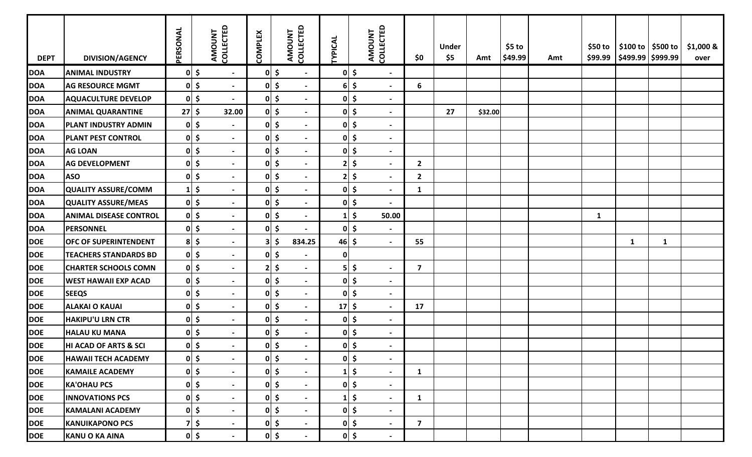| DEPT | DIVISION/AGENCY | PERSONAL | AMOUNT COLLECTED | COMPLEX | AMOUNT COLLECTED | TYPICAL | AMOUNT COLLECTED | $0 | Under $5 | Amt | $5 to $49.99 | Amt | $50 to $99.99 | $100 to $499.99 | $500 to $999.99 | $1,000 & over |
|---|---|---|---|---|---|---|---|---|---|---|---|---|---|---|---|---|
| DOA | ANIMAL INDUSTRY | 0 | $ - | 0 | $ - | 0 | $ - | | | | | | | | | |
| DOA | AG RESOURCE MGMT | 0 | $ - | 0 | $ - | 6 | $ - | 6 | | | | | | | | |
| DOA | AQUACULTURE DEVELOP | 0 | $ - | 0 | $ - | 0 | $ - | | | | | | | | | |
| DOA | ANIMAL QUARANTINE | 27 | $ 32.00 | 0 | $ - | 0 | $ - | | 27 | $32.00 | | | | | | |
| DOA | PLANT INDUSTRY ADMIN | 0 | $ - | 0 | $ - | 0 | $ - | | | | | | | | | |
| DOA | PLANT PEST CONTROL | 0 | $ - | 0 | $ - | 0 | $ - | | | | | | | | | |
| DOA | AG LOAN | 0 | $ - | 0 | $ - | 0 | $ - | | | | | | | | | |
| DOA | AG DEVELOPMENT | 0 | $ - | 0 | $ - | 2 | $ - | 2 | | | | | | | | |
| DOA | ASO | 0 | $ - | 0 | $ - | 2 | $ - | 2 | | | | | | | | |
| DOA | QUALITY ASSURE/COMM | 1 | $ - | 0 | $ - | 0 | $ - | 1 | | | | | | | | |
| DOA | QUALITY ASSURE/MEAS | 0 | $ - | 0 | $ - | 0 | $ - | | | | | | | | | |
| DOA | ANIMAL DISEASE CONTROL | 0 | $ - | 0 | $ - | 1 | $ 50.00 | | | | | | 1 | | | |
| DOA | PERSONNEL | 0 | $ - | 0 | $ - | 0 | $ - | | | | | | | | | |
| DOE | OFC OF SUPERINTENDENT | 8 | $ - | 3 | $ 834.25 | 46 | $ - | 55 | | | | | | 1 | 1 | |
| DOE | TEACHERS STANDARDS BD | 0 | $ - | 0 | $ - | 0 | | | | | | | | | | |
| DOE | CHARTER SCHOOLS COMN | 0 | $ - | 2 | $ - | 5 | $ - | 7 | | | | | | | | |
| DOE | WEST HAWAII EXP ACAD | 0 | $ - | 0 | $ - | 0 | $ - | | | | | | | | | |
| DOE | SEEQS | 0 | $ - | 0 | $ - | 0 | $ - | | | | | | | | | |
| DOE | ALAKAI O KAUAI | 0 | $ - | 0 | $ - | 17 | $ - | 17 | | | | | | | | |
| DOE | HAKIPU'U LRN CTR | 0 | $ - | 0 | $ - | 0 | $ - | | | | | | | | | |
| DOE | HALAU KU MANA | 0 | $ - | 0 | $ - | 0 | $ - | | | | | | | | | |
| DOE | HI ACAD OF ARTS & SCI | 0 | $ - | 0 | $ - | 0 | $ - | | | | | | | | | |
| DOE | HAWAII TECH ACADEMY | 0 | $ - | 0 | $ - | 0 | $ - | | | | | | | | | |
| DOE | KAMAILE ACADEMY | 0 | $ - | 0 | $ - | 1 | $ - | 1 | | | | | | | | |
| DOE | KA'OHAU PCS | 0 | $ - | 0 | $ - | 0 | $ - | | | | | | | | | |
| DOE | INNOVATIONS PCS | 0 | $ - | 0 | $ - | 1 | $ - | 1 | | | | | | | | |
| DOE | KAMALANI ACADEMY | 0 | $ - | 0 | $ - | 0 | $ - | | | | | | | | | |
| DOE | KANUIKAPONO PCS | 7 | $ - | 0 | $ - | 0 | $ - | 7 | | | | | | | | |
| DOE | KANU O KA AINA | 0 | $ - | 0 | $ - | 0 | $ - | | | | | | | | | |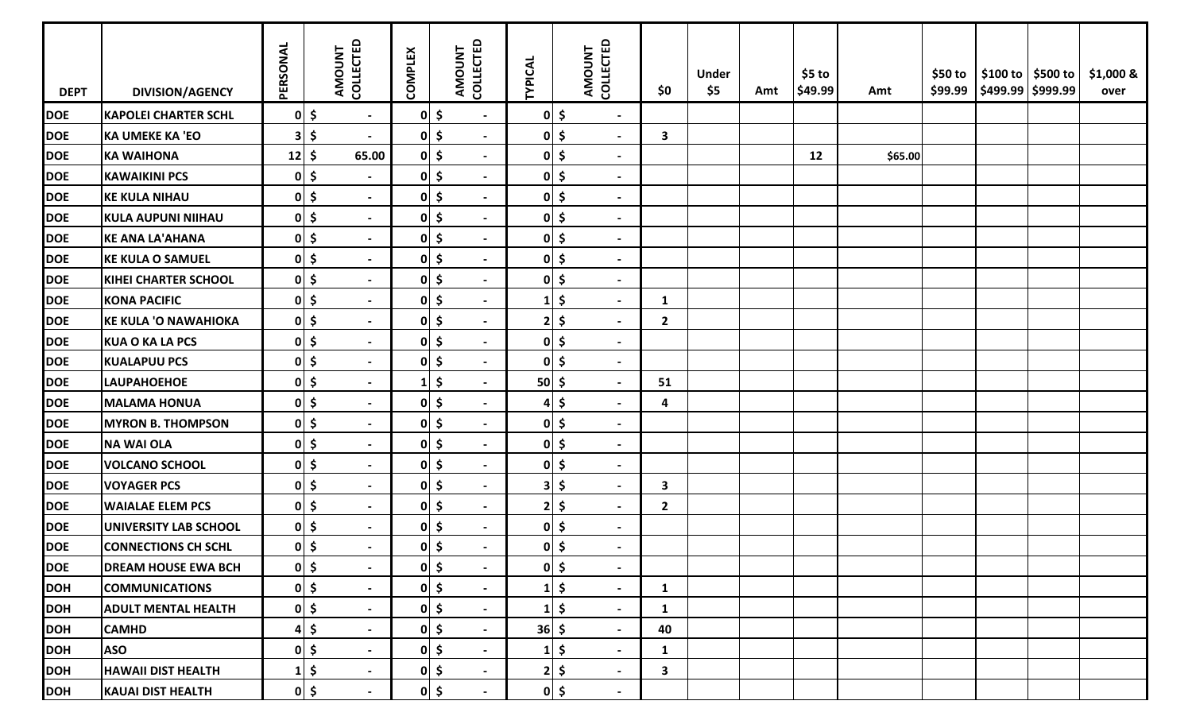| DEPT | DIVISION/AGENCY | PERSONAL | AMOUNT COLLECTED | COMPLEX | AMOUNT COLLECTED | TYPICAL | AMOUNT COLLECTED | $0 | Under $5 | Amt | $5 to $49.99 | Amt | $50 to $99.99 | $100 to $499.99 | $500 to $999.99 | $1,000 & over |
|---|---|---|---|---|---|---|---|---|---|---|---|---|---|---|---|---|
| DOE | KAPOLEI CHARTER SCHL | 0 | $ - | 0 | $ - | 0 | $ - | | | | | | | | | |
| DOE | KA UMEKE KA 'EO | 3 | $ - | 0 | $ - | 0 | $ - | 3 | | | | | | | | |
| DOE | KA WAIHONA | 12 | $ 65.00 | 0 | $ - | 0 | $ - | | | | 12 | $65.00 | | | | |
| DOE | KAWAIKINI PCS | 0 | $ - | 0 | $ - | 0 | $ - | | | | | | | | | |
| DOE | KE KULA NIHAU | 0 | $ - | 0 | $ - | 0 | $ - | | | | | | | | | |
| DOE | KULA AUPUNI NIIHAU | 0 | $ - | 0 | $ - | 0 | $ - | | | | | | | | | |
| DOE | KE ANA LA'AHANA | 0 | $ - | 0 | $ - | 0 | $ - | | | | | | | | | |
| DOE | KE KULA O SAMUEL | 0 | $ - | 0 | $ - | 0 | $ - | | | | | | | | | |
| DOE | KIHEI CHARTER SCHOOL | 0 | $ - | 0 | $ - | 0 | $ - | | | | | | | | | |
| DOE | KONA PACIFIC | 0 | $ - | 0 | $ - | 1 | $ - | 1 | | | | | | | | |
| DOE | KE KULA 'O NAWAHIOKA | 0 | $ - | 0 | $ - | 2 | $ - | 2 | | | | | | | | |
| DOE | KUA O KA LA PCS | 0 | $ - | 0 | $ - | 0 | $ - | | | | | | | | | |
| DOE | KUALAPUU PCS | 0 | $ - | 0 | $ - | 0 | $ - | | | | | | | | | |
| DOE | LAUPAHOEHOE | 0 | $ - | 1 | $ - | 50 | $ - | 51 | | | | | | | | |
| DOE | MALAMA HONUA | 0 | $ - | 0 | $ - | 4 | $ - | 4 | | | | | | | | |
| DOE | MYRON B. THOMPSON | 0 | $ - | 0 | $ - | 0 | $ - | | | | | | | | | |
| DOE | NA WAI OLA | 0 | $ - | 0 | $ - | 0 | $ - | | | | | | | | | |
| DOE | VOLCANO SCHOOL | 0 | $ - | 0 | $ - | 0 | $ - | | | | | | | | | |
| DOE | VOYAGER PCS | 0 | $ - | 0 | $ - | 3 | $ - | 3 | | | | | | | | |
| DOE | WAIALAE ELEM PCS | 0 | $ - | 0 | $ - | 2 | $ - | 2 | | | | | | | | |
| DOE | UNIVERSITY LAB SCHOOL | 0 | $ - | 0 | $ - | 0 | $ - | | | | | | | | | |
| DOE | CONNECTIONS CH SCHL | 0 | $ - | 0 | $ - | 0 | $ - | | | | | | | | | |
| DOE | DREAM HOUSE EWA BCH | 0 | $ - | 0 | $ - | 0 | $ - | | | | | | | | | |
| DOH | COMMUNICATIONS | 0 | $ - | 0 | $ - | 1 | $ - | 1 | | | | | | | | |
| DOH | ADULT MENTAL HEALTH | 0 | $ - | 0 | $ - | 1 | $ - | 1 | | | | | | | | |
| DOH | CAMHD | 4 | $ - | 0 | $ - | 36 | $ - | 40 | | | | | | | | |
| DOH | ASO | 0 | $ - | 0 | $ - | 1 | $ - | 1 | | | | | | | | |
| DOH | HAWAII DIST HEALTH | 1 | $ - | 0 | $ - | 2 | $ - | 3 | | | | | | | | |
| DOH | KAUAI DIST HEALTH | 0 | $ - | 0 | $ - | 0 | $ - | | | | | | | | | |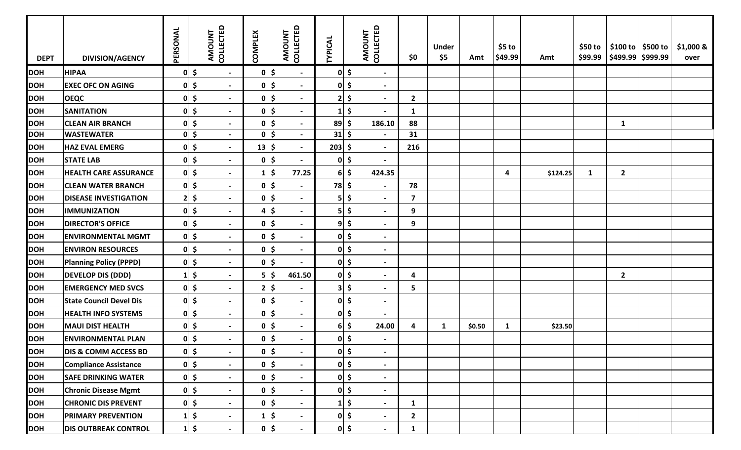| DEPT | DIVISION/AGENCY | PERSONAL | AMOUNT COLLECTED | COMPLEX | AMOUNT COLLECTED | TYPICAL | AMOUNT COLLECTED | $0 | Under $5 | Amt | $5 to $49.99 | Amt | $50 to $99.99 | $100 to $499.99 | $500 to $999.99 | $1,000 & over |
|---|---|---|---|---|---|---|---|---|---|---|---|---|---|---|---|---|
| DOH | HIPAA | 0 | $ - | 0 | $ - | 0 | $ - | | | | | | | | | |
| DOH | EXEC OFC ON AGING | 0 | $ - | 0 | $ - | 0 | $ - | | | | | | | | | |
| DOH | OEQC | 0 | $ - | 0 | $ - | 2 | $ - | 2 | | | | | | | | |
| DOH | SANITATION | 0 | $ - | 0 | $ - | 1 | $ - | 1 | | | | | | | | |
| DOH | CLEAN AIR BRANCH | 0 | $ - | 0 | $ - | 89 | $ 186.10 | 88 | | | | | | 1 | | |
| DOH | WASTEWATER | 0 | $ - | 0 | $ - | 31 | $ - | 31 | | | | | | | | |
| DOH | HAZ EVAL EMERG | 0 | $ - | 13 | $ - | 203 | $ - | 216 | | | | | | | | |
| DOH | STATE LAB | 0 | $ - | 0 | $ - | 0 | $ - | | | | | | | | | |
| DOH | HEALTH CARE ASSURANCE | 0 | $ - | 1 | $ 77.25 | 6 | $ 424.35 | | | | 4 | $124.25 | 1 | 2 | | |
| DOH | CLEAN WATER BRANCH | 0 | $ - | 0 | $ - | 78 | $ - | 78 | | | | | | | | |
| DOH | DISEASE INVESTIGATION | 2 | $ - | 0 | $ - | 5 | $ - | 7 | | | | | | | | |
| DOH | IMMUNIZATION | 0 | $ - | 4 | $ - | 5 | $ - | 9 | | | | | | | | |
| DOH | DIRECTOR'S OFFICE | 0 | $ - | 0 | $ - | 9 | $ - | 9 | | | | | | | | |
| DOH | ENVIRONMENTAL MGMT | 0 | $ - | 0 | $ - | 0 | $ - | | | | | | | | | |
| DOH | ENVIRON RESOURCES | 0 | $ - | 0 | $ - | 0 | $ - | | | | | | | | | |
| DOH | Planning Policy (PPPD) | 0 | $ - | 0 | $ - | 0 | $ - | | | | | | | | | |
| DOH | DEVELOP DIS (DDD) | 1 | $ - | 5 | $ 461.50 | 0 | $ - | 4 | | | | | | 2 | | |
| DOH | EMERGENCY MED SVCS | 0 | $ - | 2 | $ - | 3 | $ - | 5 | | | | | | | | |
| DOH | State Council Devel Dis | 0 | $ - | 0 | $ - | 0 | $ - | | | | | | | | | |
| DOH | HEALTH INFO SYSTEMS | 0 | $ - | 0 | $ - | 0 | $ - | | | | | | | | | |
| DOH | MAUI DIST HEALTH | 0 | $ - | 0 | $ - | 6 | $ 24.00 | 4 | 1 | $0.50 | 1 | $23.50 | | | | |
| DOH | ENVIRONMENTAL PLAN | 0 | $ - | 0 | $ - | 0 | $ - | | | | | | | | | |
| DOH | DIS & COMM ACCESS BD | 0 | $ - | 0 | $ - | 0 | $ - | | | | | | | | | |
| DOH | Compliance Assistance | 0 | $ - | 0 | $ - | 0 | $ - | | | | | | | | | |
| DOH | SAFE DRINKING WATER | 0 | $ - | 0 | $ - | 0 | $ - | | | | | | | | | |
| DOH | Chronic Disease Mgmt | 0 | $ - | 0 | $ - | 0 | $ - | | | | | | | | | |
| DOH | CHRONIC DIS PREVENT | 0 | $ - | 0 | $ - | 1 | $ - | 1 | | | | | | | | |
| DOH | PRIMARY PREVENTION | 1 | $ - | 1 | $ - | 0 | $ - | 2 | | | | | | | | |
| DOH | DIS OUTBREAK CONTROL | 1 | $ - | 0 | $ - | 0 | $ - | 1 | | | | | | | | |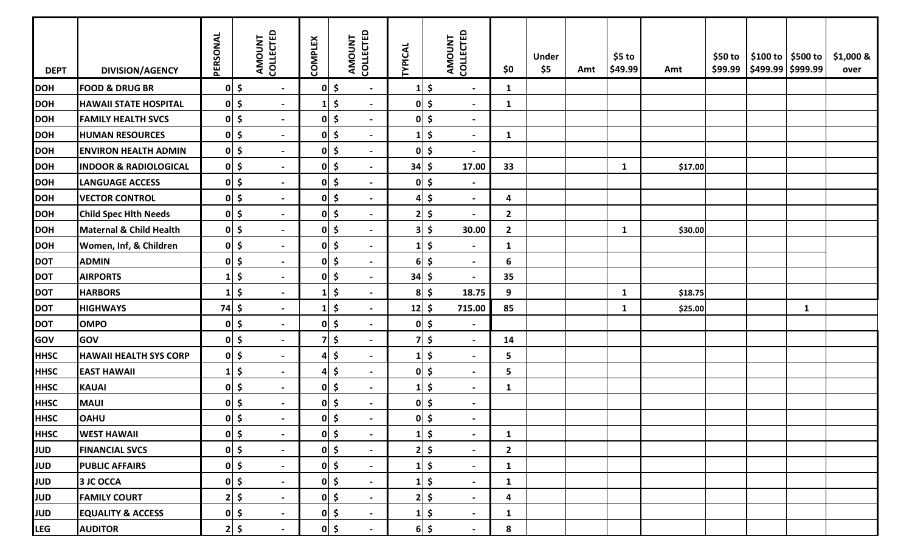| DEPT | DIVISION/AGENCY | PERSONAL | AMOUNT COLLECTED | COMPLEX | AMOUNT COLLECTED | TYPICAL | AMOUNT COLLECTED | $0 | Under $5 | Amt | $5 to $49.99 | Amt | $50 to $99.99 | $100 to $499.99 | $500 to $999.99 | $1,000 & over |
|---|---|---|---|---|---|---|---|---|---|---|---|---|---|---|---|---|
| DOH | FOOD & DRUG BR | 0 | $ - | 0 | $ - | 1 | $ - | 1 | | | | | | | | |
| DOH | HAWAII STATE HOSPITAL | 0 | $ - | 1 | $ - | 0 | $ - | 1 | | | | | | | | |
| DOH | FAMILY HEALTH SVCS | 0 | $ - | 0 | $ - | 0 | $ - | | | | | | | | | |
| DOH | HUMAN RESOURCES | 0 | $ - | 0 | $ - | 1 | $ - | 1 | | | | | | | | |
| DOH | ENVIRON HEALTH ADMIN | 0 | $ - | 0 | $ - | 0 | $ - | | | | | | | | | |
| DOH | INDOOR & RADIOLOGICAL | 0 | $ - | 0 | $ - | 34 | $ 17.00 | 33 | | | 1 | $17.00 | | | | |
| DOH | LANGUAGE ACCESS | 0 | $ - | 0 | $ - | 0 | $ - | | | | | | | | | |
| DOH | VECTOR CONTROL | 0 | $ - | 0 | $ - | 4 | $ - | 4 | | | | | | | | |
| DOH | Child Spec Hlth Needs | 0 | $ - | 0 | $ - | 2 | $ - | 2 | | | | | | | | |
| DOH | Maternal & Child Health | 0 | $ - | 0 | $ - | 3 | $ 30.00 | 2 | | | 1 | $30.00 | | | | |
| DOH | Women, Inf, & Children | 0 | $ - | 0 | $ - | 1 | $ - | 1 | | | | | | | | |
| DOT | ADMIN | 0 | $ - | 0 | $ - | 6 | $ - | 6 | | | | | | | | |
| DOT | AIRPORTS | 1 | $ - | 0 | $ - | 34 | $ - | 35 | | | | | | | | |
| DOT | HARBORS | 1 | $ - | 1 | $ - | 8 | $ 18.75 | 9 | | | 1 | $18.75 | | | | |
| DOT | HIGHWAYS | 74 | $ - | 1 | $ - | 12 | $ 715.00 | 85 | | | 1 | $25.00 | | | 1 | |
| DOT | OMPO | 0 | $ - | 0 | $ - | 0 | $ - | | | | | | | | | |
| GOV | GOV | 0 | $ - | 7 | $ - | 7 | $ - | 14 | | | | | | | | |
| HHSC | HAWAII HEALTH SYS CORP | 0 | $ - | 4 | $ - | 1 | $ - | 5 | | | | | | | | |
| HHSC | EAST HAWAII | 1 | $ - | 4 | $ - | 0 | $ - | 5 | | | | | | | | |
| HHSC | KAUAI | 0 | $ - | 0 | $ - | 1 | $ - | 1 | | | | | | | | |
| HHSC | MAUI | 0 | $ - | 0 | $ - | 0 | $ - | | | | | | | | | |
| HHSC | OAHU | 0 | $ - | 0 | $ - | 0 | $ - | | | | | | | | | |
| HHSC | WEST HAWAII | 0 | $ - | 0 | $ - | 1 | $ - | 1 | | | | | | | | |
| JUD | FINANCIAL SVCS | 0 | $ - | 0 | $ - | 2 | $ - | 2 | | | | | | | | |
| JUD | PUBLIC AFFAIRS | 0 | $ - | 0 | $ - | 1 | $ - | 1 | | | | | | | | |
| JUD | 3 JC OCCA | 0 | $ - | 0 | $ - | 1 | $ - | 1 | | | | | | | | |
| JUD | FAMILY COURT | 2 | $ - | 0 | $ - | 2 | $ - | 4 | | | | | | | | |
| JUD | EQUALITY & ACCESS | 0 | $ - | 0 | $ - | 1 | $ - | 1 | | | | | | | | |
| LEG | AUDITOR | 2 | $ - | 0 | $ - | 6 | $ - | 8 | | | | | | | | |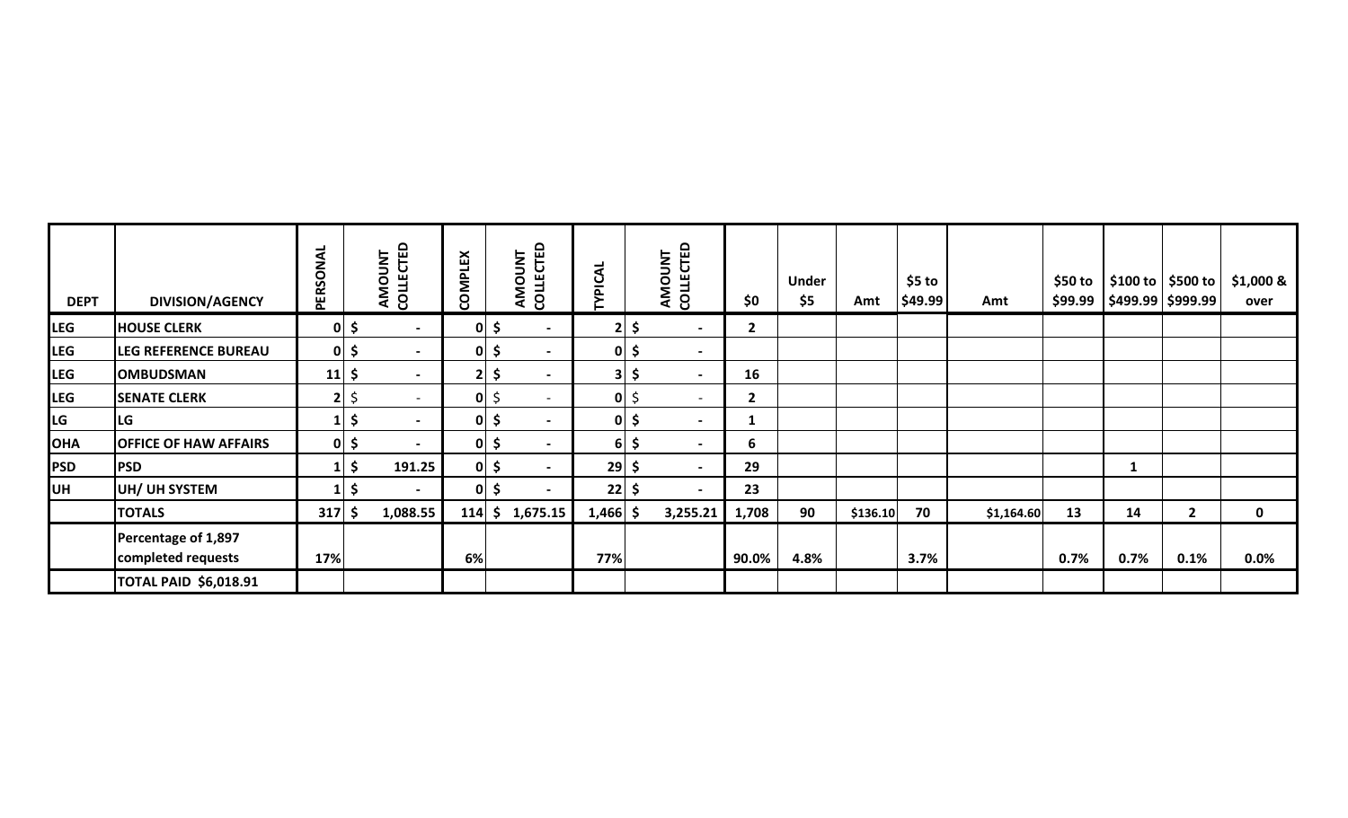| DEPT | DIVISION/AGENCY | PERSONAL | AMOUNT COLLECTED | COMPLEX | AMOUNT COLLECTED | TYPICAL | AMOUNT COLLECTED | $0 | Under $5 | Amt | $5 to $49.99 | Amt | $50 to $99.99 | $100 to $499.99 | $500 to $999.99 | $1,000 & over |
|---|---|---|---|---|---|---|---|---|---|---|---|---|---|---|---|---|
| LEG | HOUSE CLERK | 0 | $ - | 0 | $ - | 2 | $ - | 2 | | | | | | | | |
| LEG | LEG REFERENCE BUREAU | 0 | $ - | 0 | $ - | 0 | $ - | | | | | | | | | |
| LEG | OMBUDSMAN | 11 | $ - | 2 | $ - | 3 | $ - | 16 | | | | | | | | |
| LEG | SENATE CLERK | 2 | $ - | 0 | $ - | 0 | $ - | 2 | | | | | | | | |
| LG | LG | 1 | $ - | 0 | $ - | 0 | $ - | 1 | | | | | | | | |
| OHA | OFFICE OF HAW AFFAIRS | 0 | $ - | 0 | $ - | 6 | $ - | 6 | | | | | | | | |
| PSD | PSD | 1 | $ 191.25 | 0 | $ - | 29 | $ - | 29 | | | | | | 1 | | |
| UH | UH/ UH SYSTEM | 1 | $ - | 0 | $ - | 22 | $ - | 23 | | | | | | | | |
| | TOTALS | 317 | $ 1,088.55 | 114 | $ 1,675.15 | 1,466 | $ 3,255.21 | 1,708 | 90 | $136.10 | 70 | $1,164.60 | 13 | 14 | 2 | 0 |
| | Percentage of 1,897 completed requests | 17% | | 6% | | 77% | | 90.0% | 4.8% | | 3.7% | | 0.7% | 0.7% | 0.1% | 0.0% |
| | TOTAL PAID $6,018.91 | | | | | | | | | | | | | | | |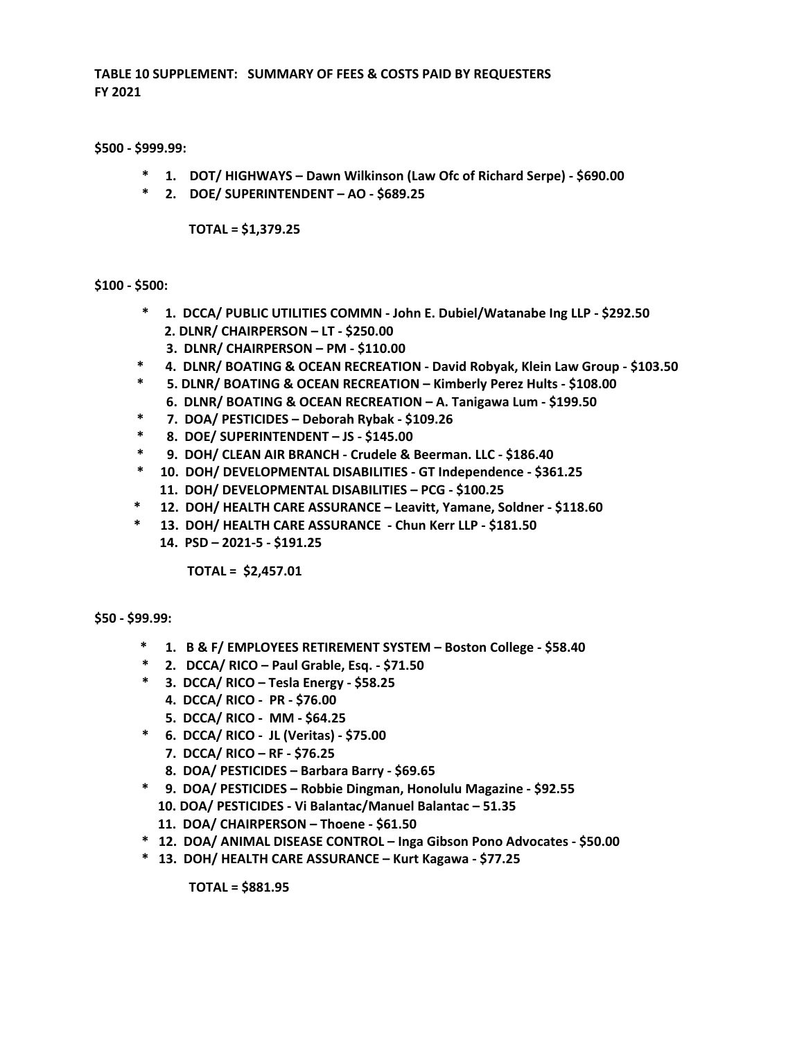**TABLE 10 SUPPLEMENT: SUMMARY OF FEES & COSTS PAID BY REQUESTERS**
**FY 2021**

**$500 - $999.99:**

- **\* 1. DOT/ HIGHWAYS – Dawn Wilkinson (Law Ofc of Richard Serpe) - $690.00**
- **\* 2. DOE/ SUPERINTENDENT – AO - $689.25**

**TOTAL = $1,379.25**

**$100 - $500:**

- **\* 1. DCCA/ PUBLIC UTILITIES COMMN - John E. Dubiel/Watanabe Ing LLP - $292.50**
- **2. DLNR/ CHAIRPERSON – LT - $250.00**
- **3. DLNR/ CHAIRPERSON – PM - $110.00**
- **\* 4. DLNR/ BOATING & OCEAN RECREATION - David Robyak, Klein Law Group - $103.50**
- **\* 5. DLNR/ BOATING & OCEAN RECREATION – Kimberly Perez Hults - $108.00**
- **6. DLNR/ BOATING & OCEAN RECREATION – A. Tanigawa Lum - $199.50**
- **\* 7. DOA/ PESTICIDES – Deborah Rybak - $109.26**
- **\* 8. DOE/ SUPERINTENDENT – JS - $145.00**
- **\* 9. DOH/ CLEAN AIR BRANCH - Crudele & Beerman. LLC - $186.40**
- **\* 10. DOH/ DEVELOPMENTAL DISABILITIES - GT Independence - $361.25**
- **11. DOH/ DEVELOPMENTAL DISABILITIES – PCG - $100.25**
- **\* 12. DOH/ HEALTH CARE ASSURANCE – Leavitt, Yamane, Soldner - $118.60**
- **\* 13. DOH/ HEALTH CARE ASSURANCE - Chun Kerr LLP - $181.50**
- **14. PSD – 2021-5 - $191.25**

**TOTAL = $2,457.01**

**$50 - $99.99:**

- **\* 1. B & F/ EMPLOYEES RETIREMENT SYSTEM – Boston College - $58.40**
- **\* 2. DCCA/ RICO – Paul Grable, Esq. - $71.50**
- **\* 3. DCCA/ RICO – Tesla Energy - $58.25**
- **4. DCCA/ RICO - PR - $76.00**
- **5. DCCA/ RICO - MM - $64.25**
- **\* 6. DCCA/ RICO - JL (Veritas) - $75.00**
- **7. DCCA/ RICO – RF - $76.25**
- **8. DOA/ PESTICIDES – Barbara Barry - $69.65**
- **\* 9. DOA/ PESTICIDES – Robbie Dingman, Honolulu Magazine - $92.55**
- **10. DOA/ PESTICIDES - Vi Balantac/Manuel Balantac – 51.35**
- **11. DOA/ CHAIRPERSON – Thoene - $61.50**
- **\* 12. DOA/ ANIMAL DISEASE CONTROL – Inga Gibson Pono Advocates - $50.00**
- **\* 13. DOH/ HEALTH CARE ASSURANCE – Kurt Kagawa - $77.25**

**TOTAL = $881.95**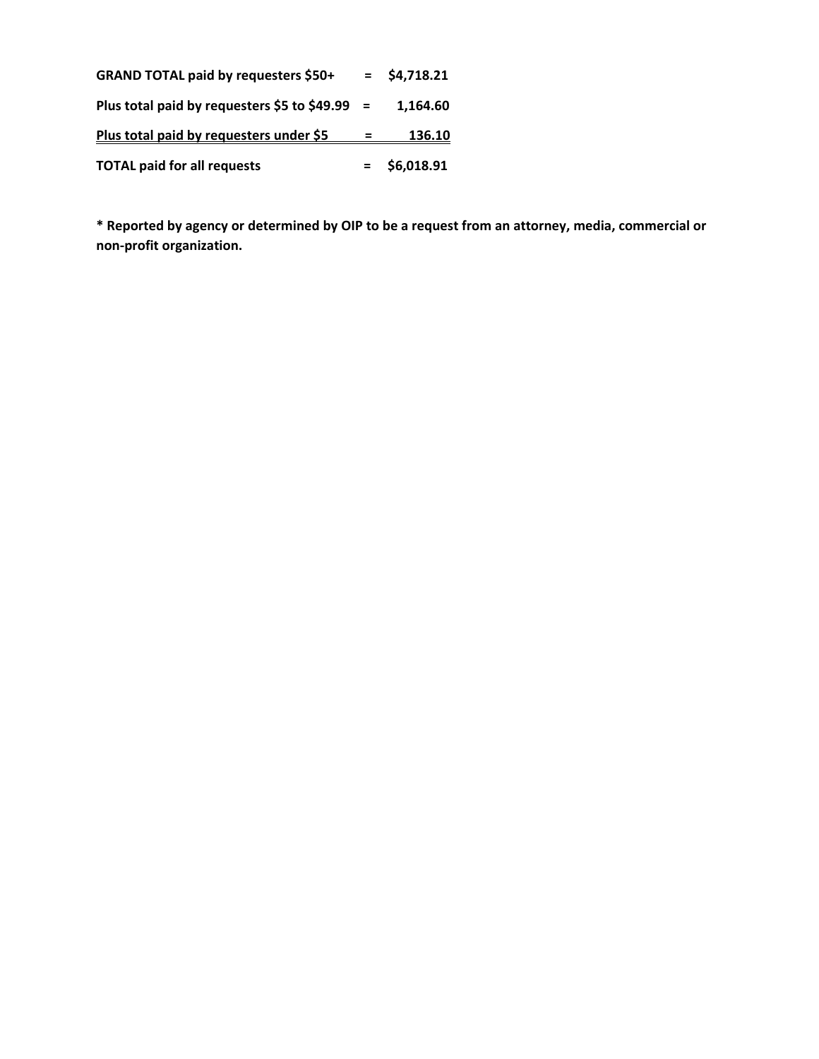| | | |
|---|---|---|
| **GRAND TOTAL paid by requesters $50+** | **=** | **$4,718.21** |
| **Plus total paid by requesters $5 to $49.99** | **=** | **1,164.60** |
| **Plus total paid by requesters under $5** | **=** | **136.10** |
| **TOTAL paid for all requests** | **=** | **$6,018.91** |

**\* Reported by agency or determined by OIP to be a request from an attorney, media, commercial or non-profit organization.**